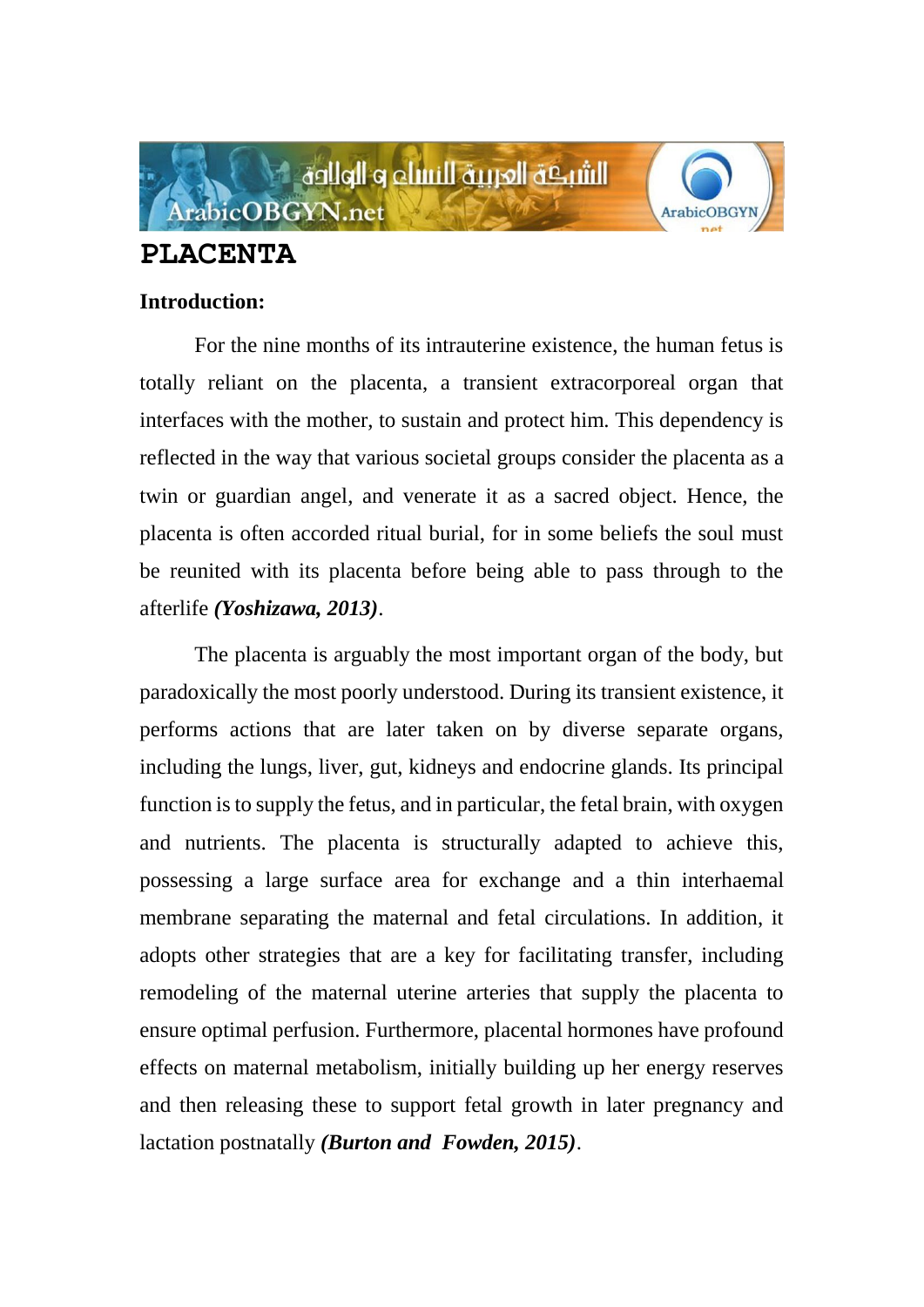# PLACENTA

**Introduction:**

For the nine months of its intrauterine existence, the human fetus is totally reliant on the placenta, a transient extracorporeal organ that interfaces with the mother, to sustain and protect him. This dependency is reflected in the way that various societal groups consider the placenta as a twin or guardian angel, and venerate it as a sacred object. Hence, the placenta is often accorded ritual burial, for in some beliefs the soul must be reunited with its placenta before being able to pass through to the afterlife ***(Yoshizawa, 2013)***.

The placenta is arguably the most important organ of the body, but paradoxically the most poorly understood. During its transient existence, it performs actions that are later taken on by diverse separate organs, including the lungs, liver, gut, kidneys and endocrine glands. Its principal function is to supply the fetus, and in particular, the fetal brain, with oxygen and nutrients. The placenta is structurally adapted to achieve this, possessing a large surface area for exchange and a thin interhaemal membrane separating the maternal and fetal circulations. In addition, it adopts other strategies that are a key for facilitating transfer, including remodeling of the maternal uterine arteries that supply the placenta to ensure optimal perfusion. Furthermore, placental hormones have profound effects on maternal metabolism, initially building up her energy reserves and then releasing these to support fetal growth in later pregnancy and lactation postnatally ***(Burton and Fowden, 2015)***.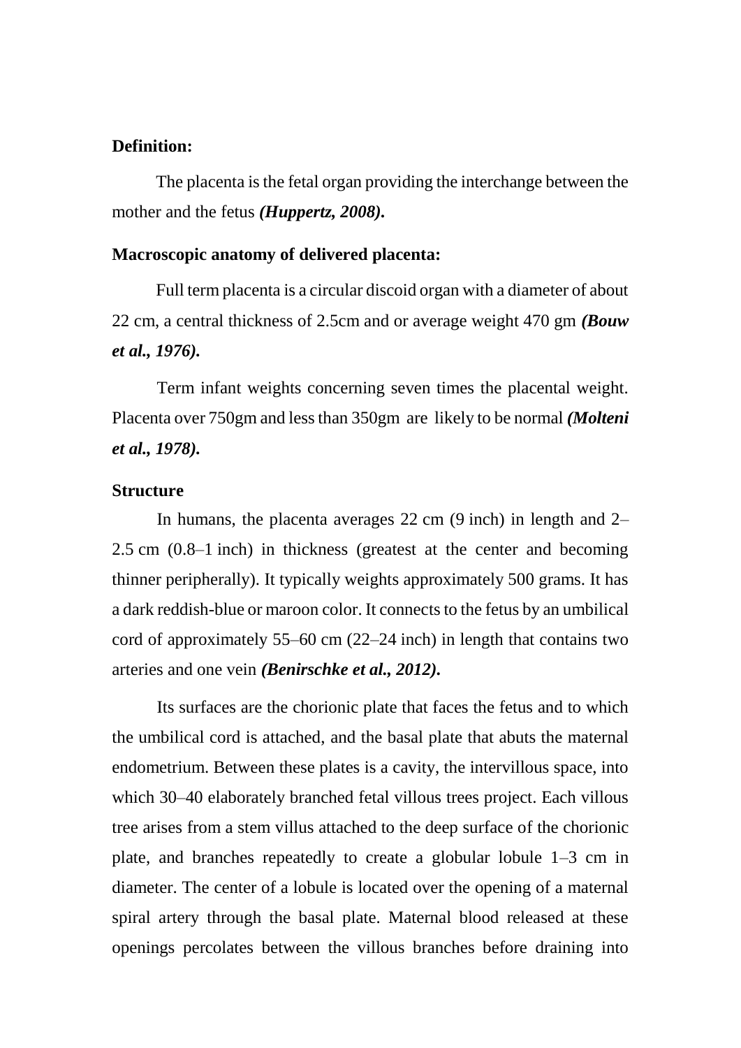**Definition:**

The placenta is the fetal organ providing the interchange between the mother and the fetus ***(Huppertz, 2008).***

**Macroscopic anatomy of delivered placenta:**

Full term placenta is a circular discoid organ with a diameter of about 22 cm, a central thickness of 2.5cm and or average weight 470 gm ***(Bouw et al., 1976).***

Term infant weights concerning seven times the placental weight. Placenta over 750gm and less than 350gm are likely to be normal ***(Molteni et al., 1978).***

**Structure**

In humans, the placenta averages 22 cm (9 inch) in length and 2–2.5 cm (0.8–1 inch) in thickness (greatest at the center and becoming thinner peripherally). It typically weights approximately 500 grams. It has a dark reddish-blue or maroon color. It connects to the fetus by an umbilical cord of approximately 55–60 cm (22–24 inch) in length that contains two arteries and one vein ***(Benirschke et al., 2012).***

Its surfaces are the chorionic plate that faces the fetus and to which the umbilical cord is attached, and the basal plate that abuts the maternal endometrium. Between these plates is a cavity, the intervillous space, into which 30–40 elaborately branched fetal villous trees project. Each villous tree arises from a stem villus attached to the deep surface of the chorionic plate, and branches repeatedly to create a globular lobule 1–3 cm in diameter. The center of a lobule is located over the opening of a maternal spiral artery through the basal plate. Maternal blood released at these openings percolates between the villous branches before draining into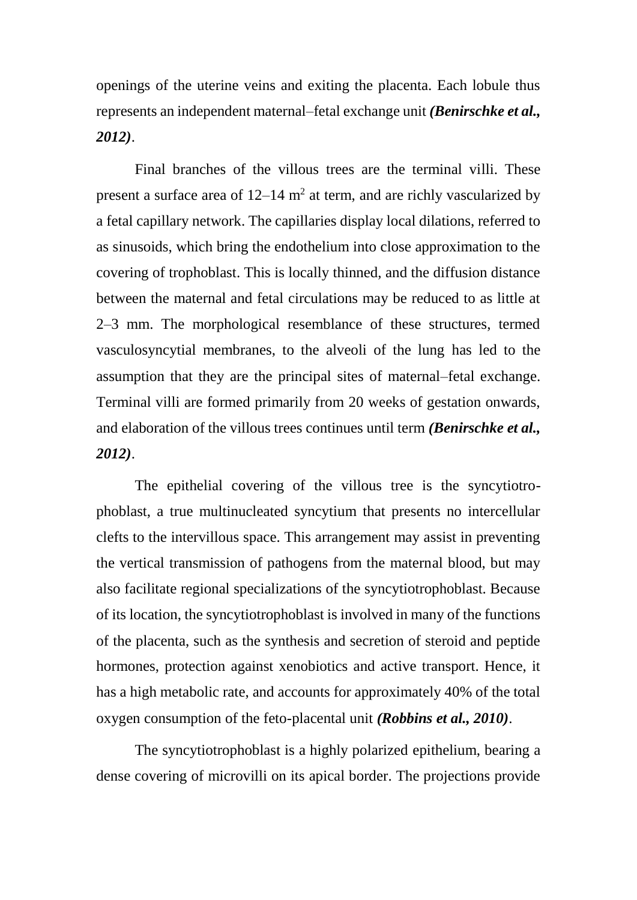openings of the uterine veins and exiting the placenta. Each lobule thus represents an independent maternal–fetal exchange unit ***(Benirschke et al., 2012)***.

Final branches of the villous trees are the terminal villi. These present a surface area of 12–14 $m^2$ at term, and are richly vascularized by a fetal capillary network. The capillaries display local dilations, referred to as sinusoids, which bring the endothelium into close approximation to the covering of trophoblast. This is locally thinned, and the diffusion distance between the maternal and fetal circulations may be reduced to as little at 2–3 mm. The morphological resemblance of these structures, termed vasculosyncytial membranes, to the alveoli of the lung has led to the assumption that they are the principal sites of maternal–fetal exchange. Terminal villi are formed primarily from 20 weeks of gestation onwards, and elaboration of the villous trees continues until term ***(Benirschke et al., 2012)***.

The epithelial covering of the villous tree is the syncytiotrophoblast, a true multinucleated syncytium that presents no intercellular clefts to the intervillous space. This arrangement may assist in preventing the vertical transmission of pathogens from the maternal blood, but may also facilitate regional specializations of the syncytiotrophoblast. Because of its location, the syncytiotrophoblast is involved in many of the functions of the placenta, such as the synthesis and secretion of steroid and peptide hormones, protection against xenobiotics and active transport. Hence, it has a high metabolic rate, and accounts for approximately 40% of the total oxygen consumption of the feto-placental unit ***(Robbins et al., 2010)***.

The syncytiotrophoblast is a highly polarized epithelium, bearing a dense covering of microvilli on its apical border. The projections provide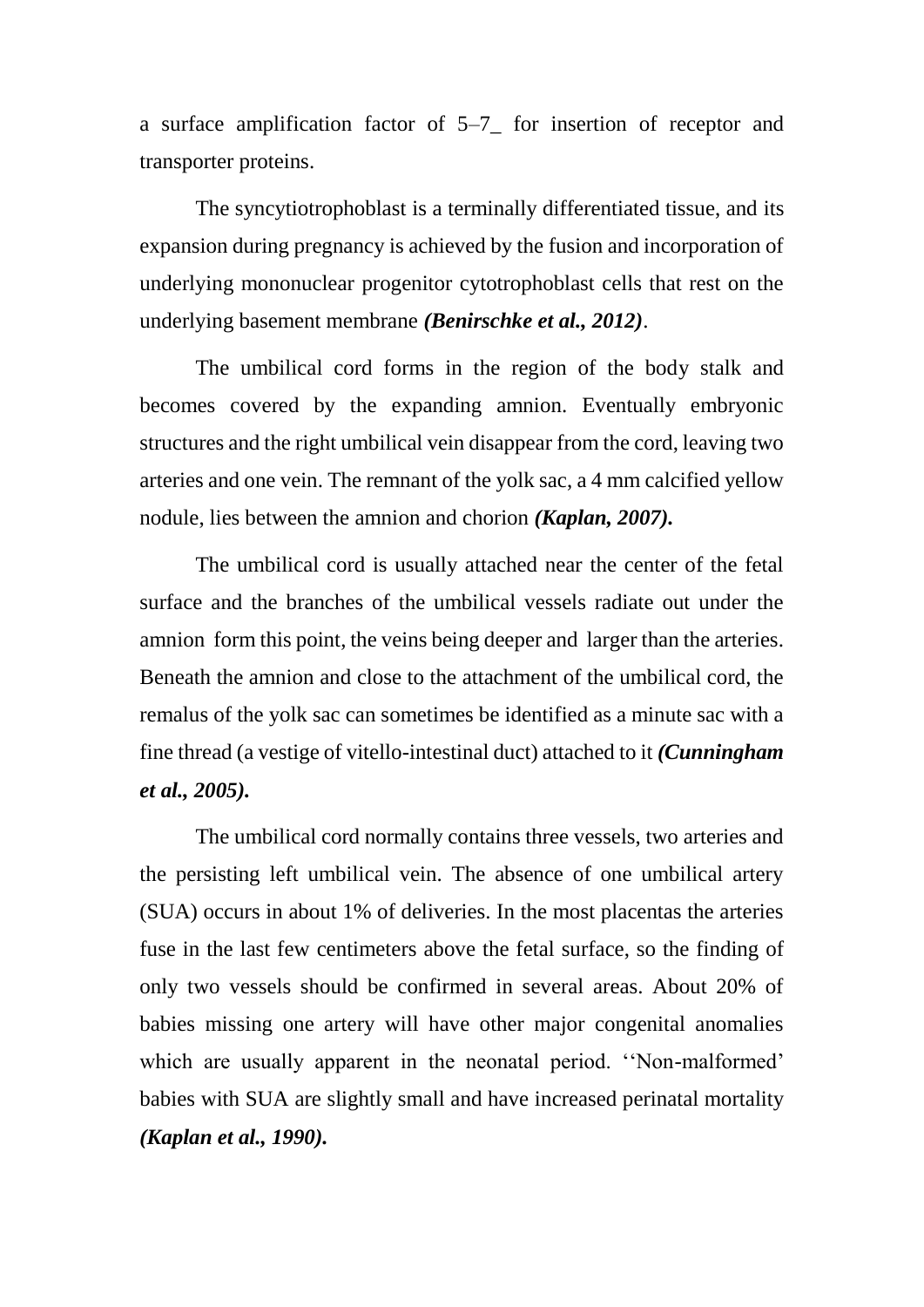a surface amplification factor of 5–7_ for insertion of receptor and transporter proteins.

The syncytiotrophoblast is a terminally differentiated tissue, and its expansion during pregnancy is achieved by the fusion and incorporation of underlying mononuclear progenitor cytotrophoblast cells that rest on the underlying basement membrane ***(Benirschke et al., 2012)***.

The umbilical cord forms in the region of the body stalk and becomes covered by the expanding amnion. Eventually embryonic structures and the right umbilical vein disappear from the cord, leaving two arteries and one vein. The remnant of the yolk sac, a 4 mm calcified yellow nodule, lies between the amnion and chorion ***(Kaplan, 2007).***

The umbilical cord is usually attached near the center of the fetal surface and the branches of the umbilical vessels radiate out under the amnion form this point, the veins being deeper and larger than the arteries. Beneath the amnion and close to the attachment of the umbilical cord, the remalus of the yolk sac can sometimes be identified as a minute sac with a fine thread (a vestige of vitello-intestinal duct) attached to it ***(Cunningham et al., 2005).***

The umbilical cord normally contains three vessels, two arteries and the persisting left umbilical vein. The absence of one umbilical artery (SUA) occurs in about 1% of deliveries. In the most placentas the arteries fuse in the last few centimeters above the fetal surface, so the finding of only two vessels should be confirmed in several areas. About 20% of babies missing one artery will have other major congenital anomalies which are usually apparent in the neonatal period. ''Non-malformed' babies with SUA are slightly small and have increased perinatal mortality ***(Kaplan et al., 1990).***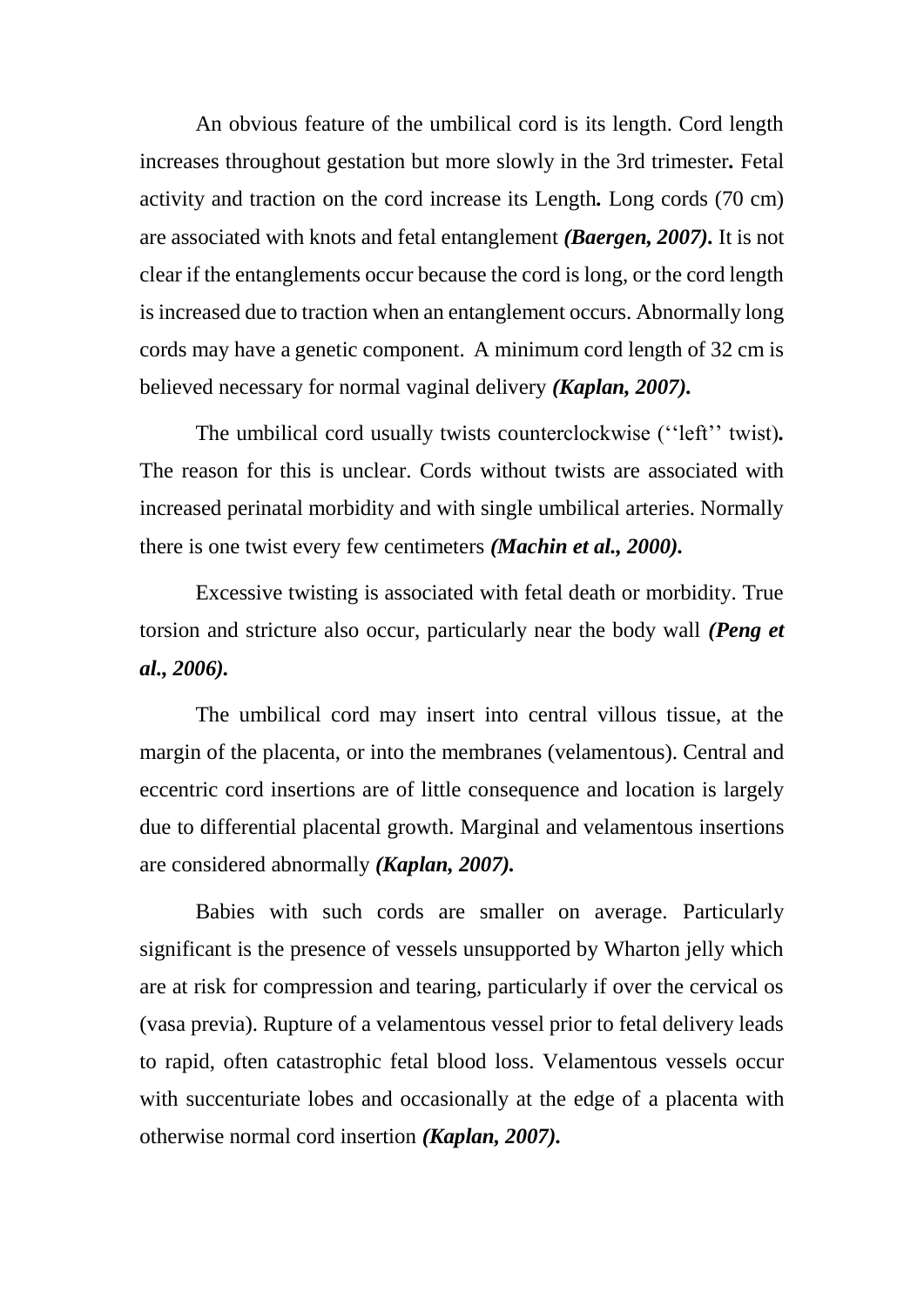An obvious feature of the umbilical cord is its length. Cord length increases throughout gestation but more slowly in the 3rd trimester**.** Fetal activity and traction on the cord increase its Length**.** Long cords (70 cm) are associated with knots and fetal entanglement ***(Baergen, 2007).*** It is not clear if the entanglements occur because the cord is long, or the cord length is increased due to traction when an entanglement occurs. Abnormally long cords may have a genetic component. A minimum cord length of 32 cm is believed necessary for normal vaginal delivery ***(Kaplan, 2007).***

The umbilical cord usually twists counterclockwise (''left'' twist)**.** The reason for this is unclear. Cords without twists are associated with increased perinatal morbidity and with single umbilical arteries. Normally there is one twist every few centimeters ***(Machin et al., 2000).***

Excessive twisting is associated with fetal death or morbidity. True torsion and stricture also occur, particularly near the body wall ***(Peng et al., 2006).***

The umbilical cord may insert into central villous tissue, at the margin of the placenta, or into the membranes (velamentous). Central and eccentric cord insertions are of little consequence and location is largely due to differential placental growth. Marginal and velamentous insertions are considered abnormally ***(Kaplan, 2007).***

Babies with such cords are smaller on average. Particularly significant is the presence of vessels unsupported by Wharton jelly which are at risk for compression and tearing, particularly if over the cervical os (vasa previa). Rupture of a velamentous vessel prior to fetal delivery leads to rapid, often catastrophic fetal blood loss. Velamentous vessels occur with succenturiate lobes and occasionally at the edge of a placenta with otherwise normal cord insertion ***(Kaplan, 2007).***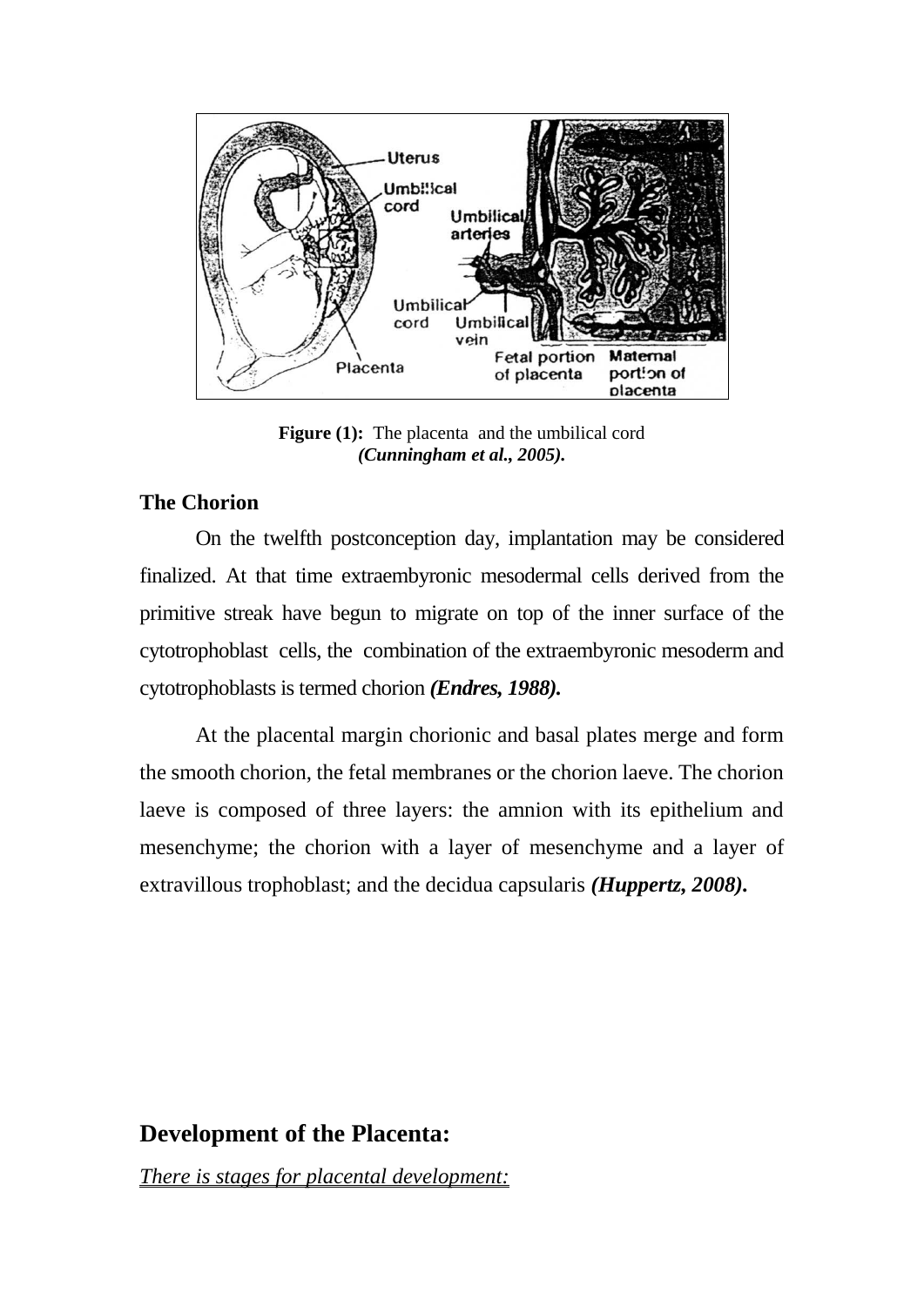**Figure (1):** The placenta and the umbilical cord *(Cunningham et al., 2005).*

### The Chorion

On the twelfth postconception day, implantation may be considered finalized. At that time extraembyronic mesodermal cells derived from the primitive streak have begun to migrate on top of the inner surface of the cytotrophoblast cells, the combination of the extraembyronic mesoderm and cytotrophoblasts is termed chorion ***(Endres, 1988).***

At the placental margin chorionic and basal plates merge and form the smooth chorion, the fetal membranes or the chorion laeve. The chorion laeve is composed of three layers: the amnion with its epithelium and mesenchyme; the chorion with a layer of mesenchyme and a layer of extravillous trophoblast; and the decidua capsularis ***(Huppertz, 2008).***

## Development of the Placenta:

*There is stages for placental development:*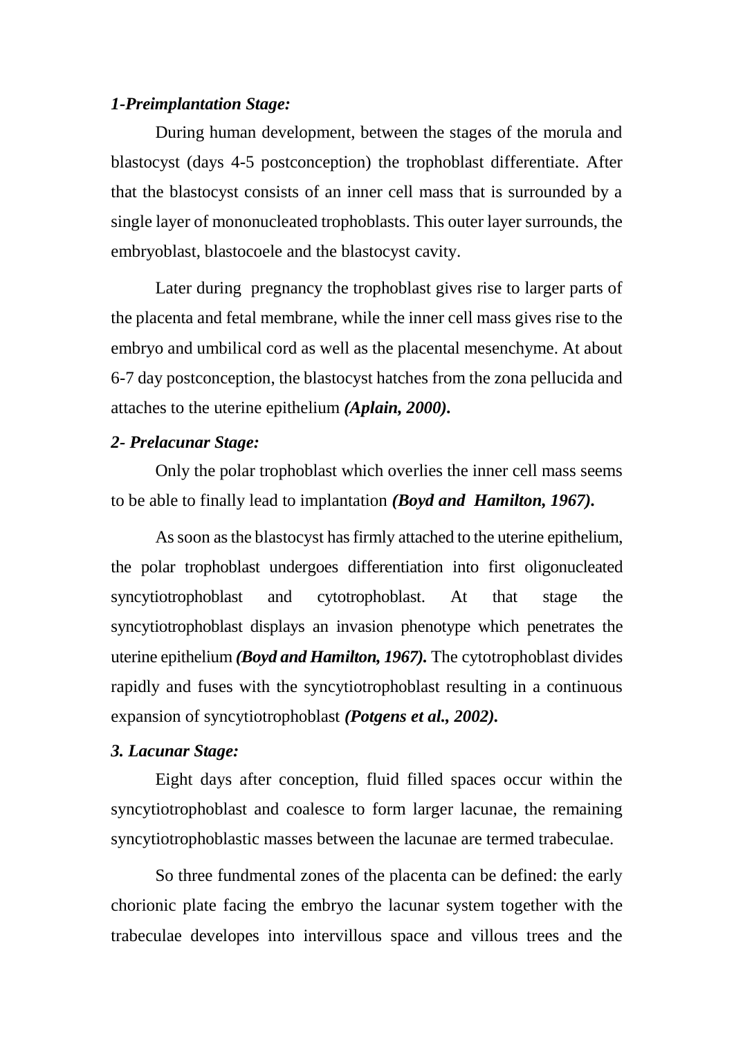***1-Preimplantation Stage:***

During human development, between the stages of the morula and blastocyst (days 4-5 postconception) the trophoblast differentiate. After that the blastocyst consists of an inner cell mass that is surrounded by a single layer of mononucleated trophoblasts. This outer layer surrounds, the embryoblast, blastocoele and the blastocyst cavity.

Later during pregnancy the trophoblast gives rise to larger parts of the placenta and fetal membrane, while the inner cell mass gives rise to the embryo and umbilical cord as well as the placental mesenchyme. At about 6-7 day postconception, the blastocyst hatches from the zona pellucida and attaches to the uterine epithelium ***(Aplain, 2000).***

***2- Prelacunar Stage:***

Only the polar trophoblast which overlies the inner cell mass seems to be able to finally lead to implantation ***(Boyd and Hamilton, 1967).***

As soon as the blastocyst has firmly attached to the uterine epithelium, the polar trophoblast undergoes differentiation into first oligonucleated syncytiotrophoblast and cytotrophoblast. At that stage the syncytiotrophoblast displays an invasion phenotype which penetrates the uterine epithelium ***(Boyd and Hamilton, 1967).*** The cytotrophoblast divides rapidly and fuses with the syncytiotrophoblast resulting in a continuous expansion of syncytiotrophoblast ***(Potgens et al., 2002).***

***3. Lacunar Stage:***

Eight days after conception, fluid filled spaces occur within the syncytiotrophoblast and coalesce to form larger lacunae, the remaining syncytiotrophoblastic masses between the lacunae are termed trabeculae.

So three fundmental zones of the placenta can be defined: the early chorionic plate facing the embryo the lacunar system together with the trabeculae developes into intervillous space and villous trees and the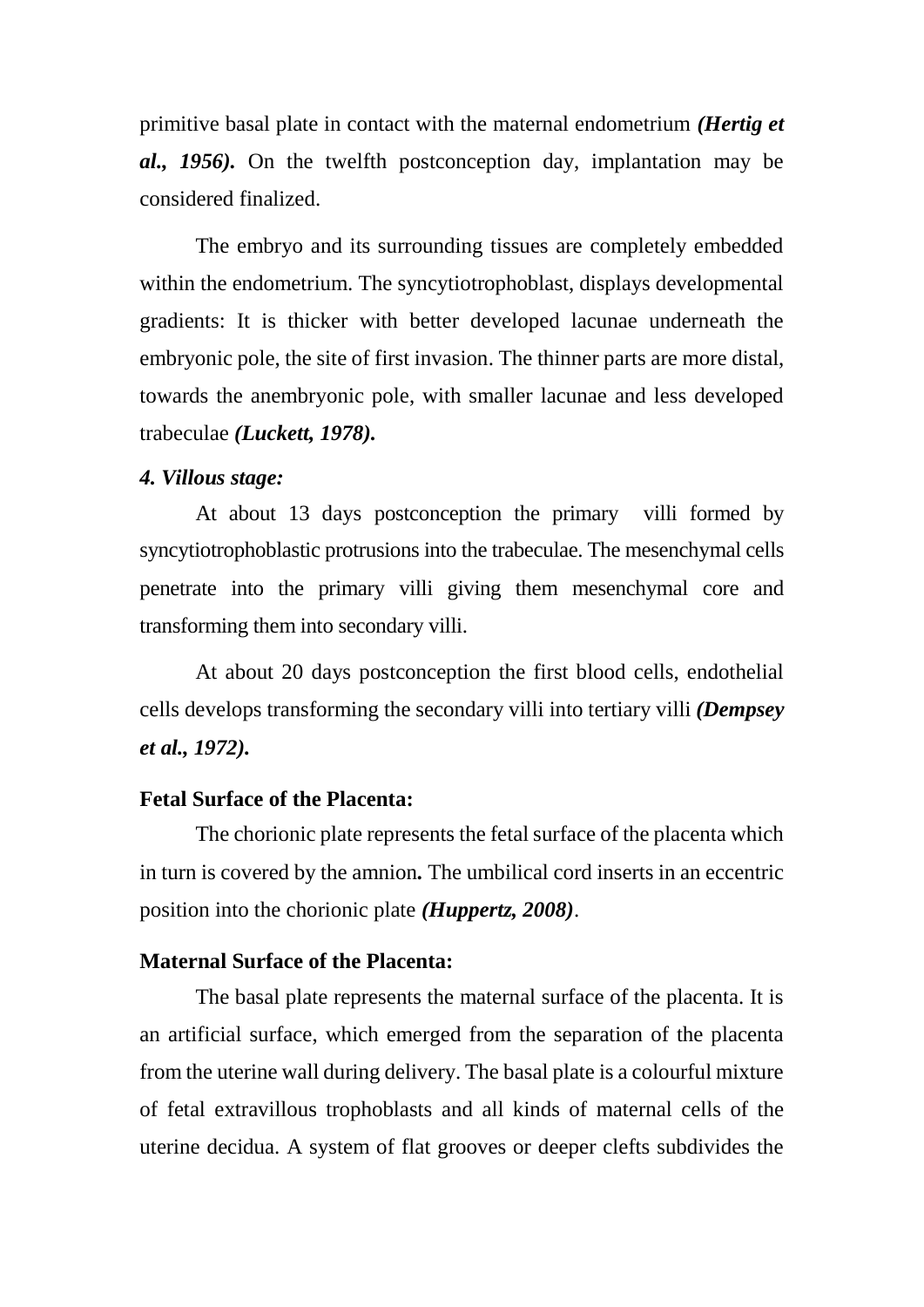primitive basal plate in contact with the maternal endometrium ***(Hertig et al., 1956).*** On the twelfth postconception day, implantation may be considered finalized.

The embryo and its surrounding tissues are completely embedded within the endometrium. The syncytiotrophoblast, displays developmental gradients: It is thicker with better developed lacunae underneath the embryonic pole, the site of first invasion. The thinner parts are more distal, towards the anembryonic pole, with smaller lacunae and less developed trabeculae ***(Luckett, 1978).***

***4. Villous stage:***

At about 13 days postconception the primary villi formed by syncytiotrophoblastic protrusions into the trabeculae. The mesenchymal cells penetrate into the primary villi giving them mesenchymal core and transforming them into secondary villi.

At about 20 days postconception the first blood cells, endothelial cells develops transforming the secondary villi into tertiary villi ***(Dempsey et al., 1972).***

**Fetal Surface of the Placenta:**

The chorionic plate represents the fetal surface of the placenta which in turn is covered by the amnion**.** The umbilical cord inserts in an eccentric position into the chorionic plate ***(Huppertz, 2008)***.

**Maternal Surface of the Placenta:**

The basal plate represents the maternal surface of the placenta. It is an artificial surface, which emerged from the separation of the placenta from the uterine wall during delivery. The basal plate is a colourful mixture of fetal extravillous trophoblasts and all kinds of maternal cells of the uterine decidua. A system of flat grooves or deeper clefts subdivides the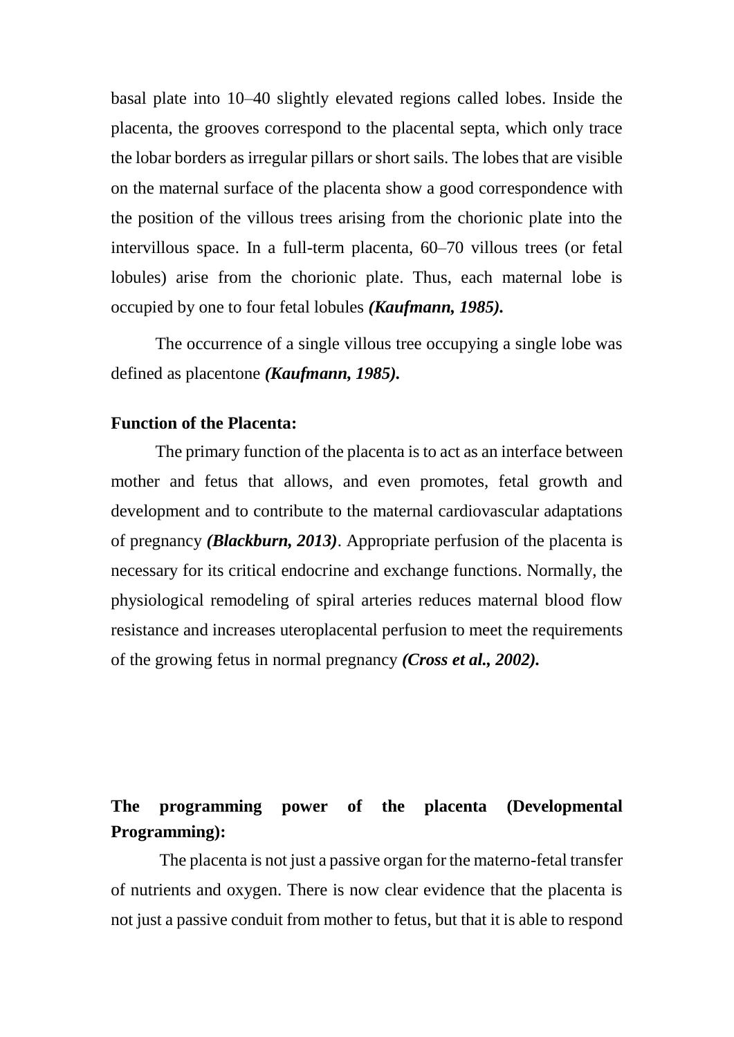basal plate into 10–40 slightly elevated regions called lobes. Inside the placenta, the grooves correspond to the placental septa, which only trace the lobar borders as irregular pillars or short sails. The lobes that are visible on the maternal surface of the placenta show a good correspondence with the position of the villous trees arising from the chorionic plate into the intervillous space. In a full-term placenta, 60–70 villous trees (or fetal lobules) arise from the chorionic plate. Thus, each maternal lobe is occupied by one to four fetal lobules ***(Kaufmann, 1985).***

The occurrence of a single villous tree occupying a single lobe was defined as placentone ***(Kaufmann, 1985).***

**Function of the Placenta:**

The primary function of the placenta is to act as an interface between mother and fetus that allows, and even promotes, fetal growth and development and to contribute to the maternal cardiovascular adaptations of pregnancy ***(Blackburn, 2013)***. Appropriate perfusion of the placenta is necessary for its critical endocrine and exchange functions. Normally, the physiological remodeling of spiral arteries reduces maternal blood flow resistance and increases uteroplacental perfusion to meet the requirements of the growing fetus in normal pregnancy ***(Cross et al., 2002).***

**The programming power of the placenta (Developmental Programming):**

The placenta is not just a passive organ for the materno-fetal transfer of nutrients and oxygen. There is now clear evidence that the placenta is not just a passive conduit from mother to fetus, but that it is able to respond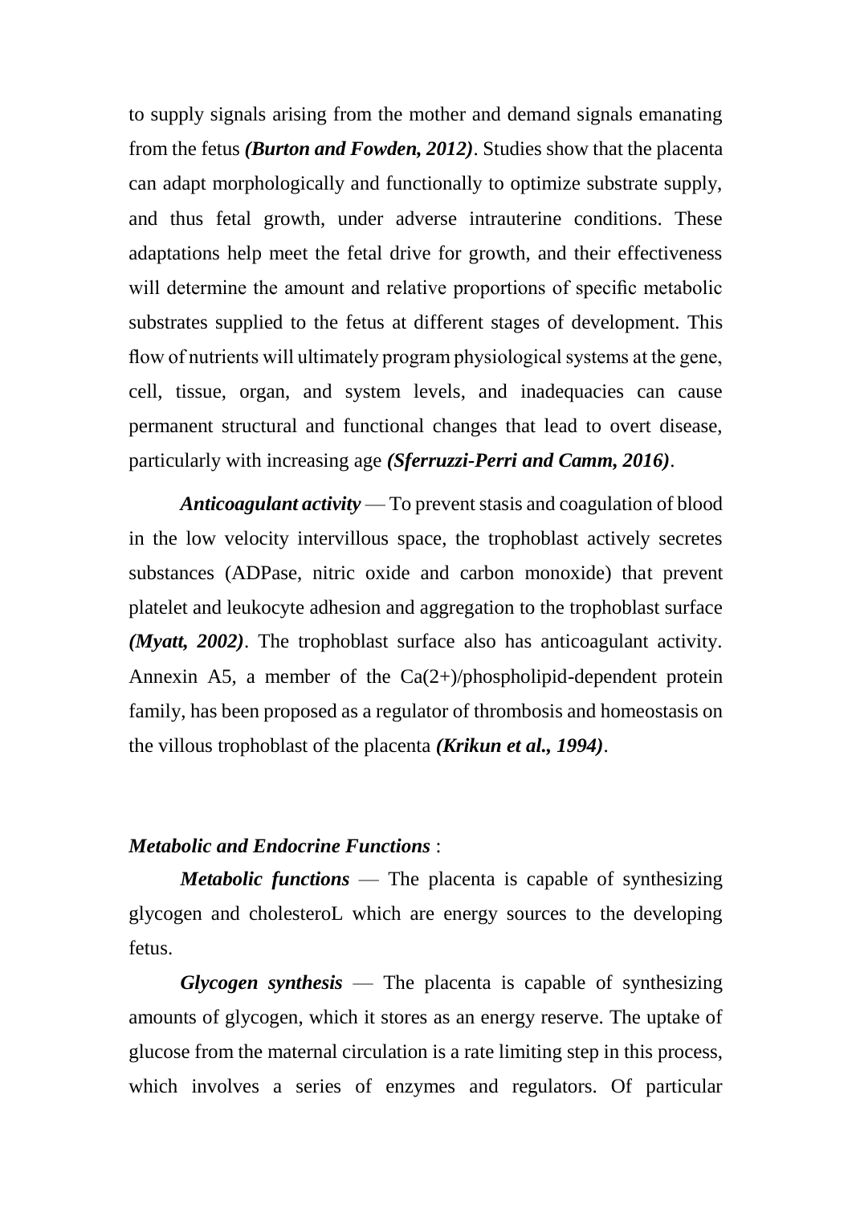to supply signals arising from the mother and demand signals emanating from the fetus ***(Burton and Fowden, 2012)***. Studies show that the placenta can adapt morphologically and functionally to optimize substrate supply, and thus fetal growth, under adverse intrauterine conditions. These adaptations help meet the fetal drive for growth, and their effectiveness will determine the amount and relative proportions of specific metabolic substrates supplied to the fetus at different stages of development. This flow of nutrients will ultimately program physiological systems at the gene, cell, tissue, organ, and system levels, and inadequacies can cause permanent structural and functional changes that lead to overt disease, particularly with increasing age ***(Sferruzzi-Perri and Camm, 2016)***.

***Anticoagulant activity*** — To prevent stasis and coagulation of blood in the low velocity intervillous space, the trophoblast actively secretes substances (ADPase, nitric oxide and carbon monoxide) that prevent platelet and leukocyte adhesion and aggregation to the trophoblast surface ***(Myatt, 2002)***. The trophoblast surface also has anticoagulant activity. Annexin A5, a member of the Ca(2+)/phospholipid-dependent protein family, has been proposed as a regulator of thrombosis and homeostasis on the villous trophoblast of the placenta ***(Krikun et al., 1994)***.

***Metabolic and Endocrine Functions*** :

***Metabolic functions*** — The placenta is capable of synthesizing glycogen and cholesteroL which are energy sources to the developing fetus.

***Glycogen synthesis*** — The placenta is capable of synthesizing amounts of glycogen, which it stores as an energy reserve. The uptake of glucose from the maternal circulation is a rate limiting step in this process, which involves a series of enzymes and regulators. Of particular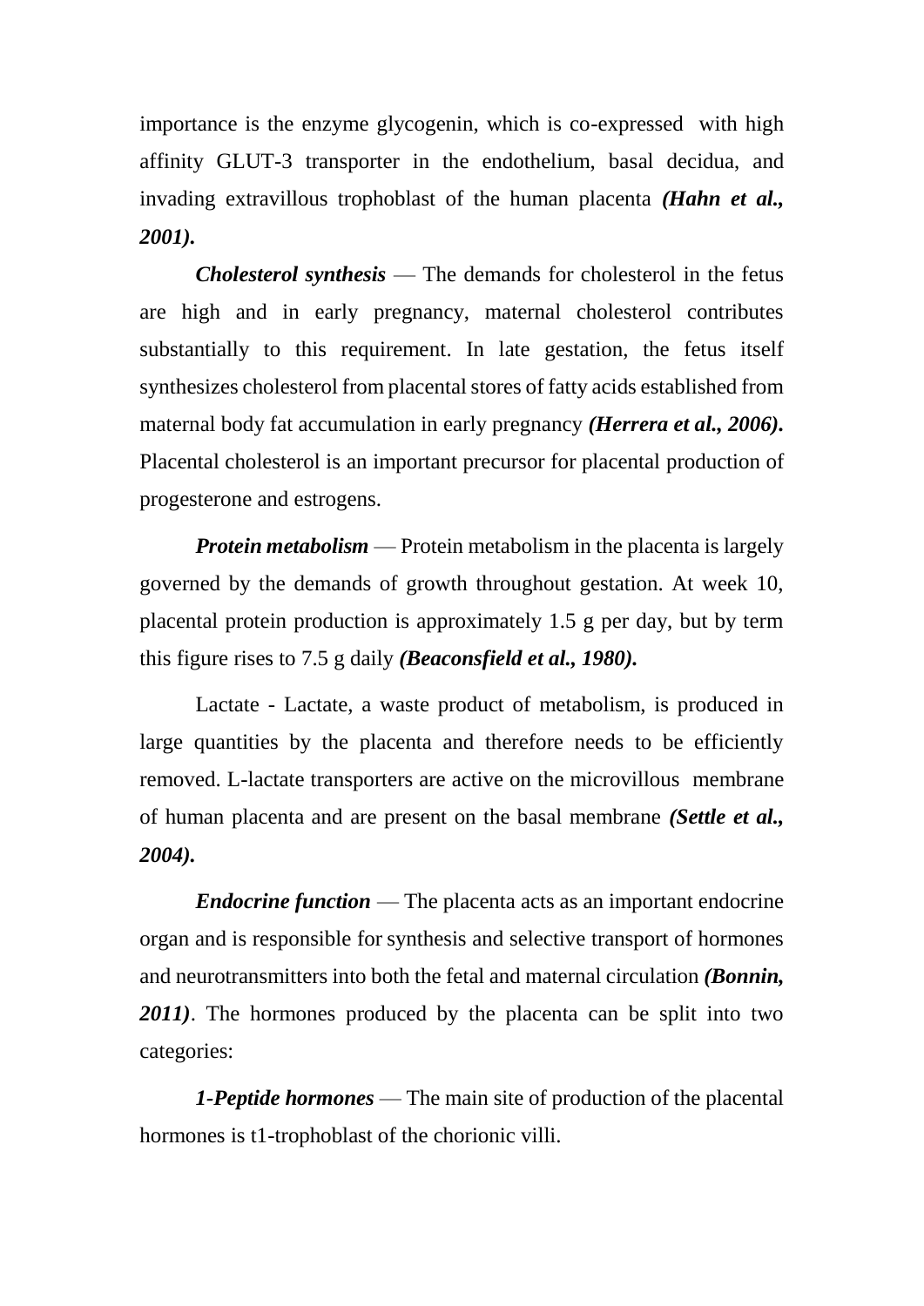importance is the enzyme glycogenin, which is co-expressed with high affinity GLUT-3 transporter in the endothelium, basal decidua, and invading extravillous trophoblast of the human placenta ***(Hahn et al., 2001).***

***Cholesterol synthesis*** — The demands for cholesterol in the fetus are high and in early pregnancy, maternal cholesterol contributes substantially to this requirement. In late gestation, the fetus itself synthesizes cholesterol from placental stores of fatty acids established from maternal body fat accumulation in early pregnancy ***(Herrera et al., 2006).*** Placental cholesterol is an important precursor for placental production of progesterone and estrogens.

***Protein metabolism*** — Protein metabolism in the placenta is largely governed by the demands of growth throughout gestation. At week 10, placental protein production is approximately 1.5 g per day, but by term this figure rises to 7.5 g daily ***(Beaconsfield et al., 1980).***

Lactate - Lactate, a waste product of metabolism, is produced in large quantities by the placenta and therefore needs to be efficiently removed. L-lactate transporters are active on the microvillous membrane of human placenta and are present on the basal membrane ***(Settle et al., 2004).***

***Endocrine function*** — The placenta acts as an important endocrine organ and is responsible for synthesis and selective transport of hormones and neurotransmitters into both the fetal and maternal circulation ***(Bonnin, 2011)***. The hormones produced by the placenta can be split into two categories:

***1-Peptide hormones*** — The main site of production of the placental hormones is t1-trophoblast of the chorionic villi.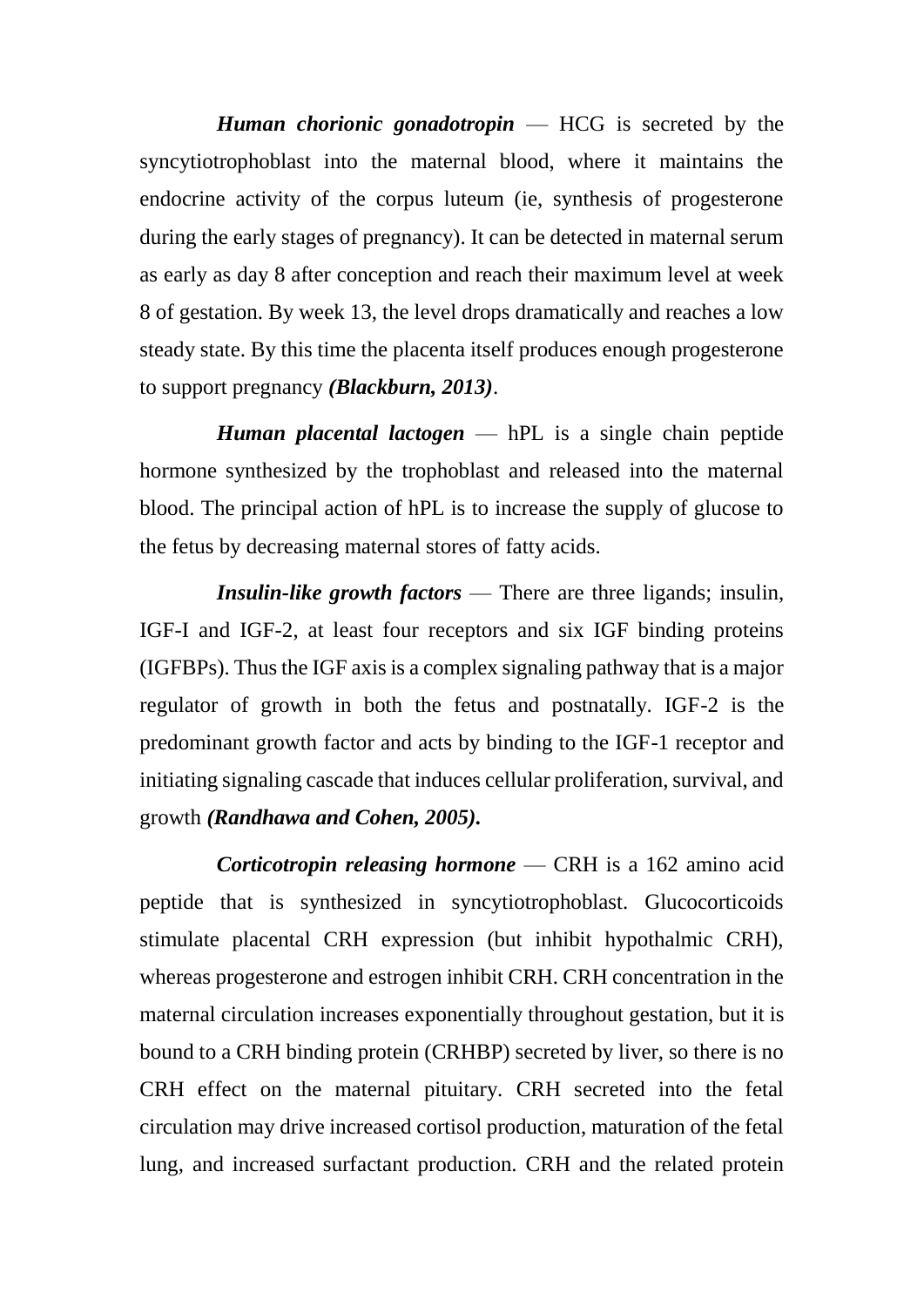***Human chorionic gonadotropin*** — HCG is secreted by the syncytiotrophoblast into the maternal blood, where it maintains the endocrine activity of the corpus luteum (ie, synthesis of progesterone during the early stages of pregnancy). It can be detected in maternal serum as early as day 8 after conception and reach their maximum level at week 8 of gestation. By week 13, the level drops dramatically and reaches a low steady state. By this time the placenta itself produces enough progesterone to support pregnancy ***(Blackburn, 2013)***.

***Human placental lactogen*** — hPL is a single chain peptide hormone synthesized by the trophoblast and released into the maternal blood. The principal action of hPL is to increase the supply of glucose to the fetus by decreasing maternal stores of fatty acids.

***Insulin-like growth factors*** — There are three ligands; insulin, IGF-I and IGF-2, at least four receptors and six IGF binding proteins (IGFBPs). Thus the IGF axis is a complex signaling pathway that is a major regulator of growth in both the fetus and postnatally. IGF-2 is the predominant growth factor and acts by binding to the IGF-1 receptor and initiating signaling cascade that induces cellular proliferation, survival, and growth ***(Randhawa and Cohen, 2005).***

***Corticotropin releasing hormone*** — CRH is a 162 amino acid peptide that is synthesized in syncytiotrophoblast. Glucocorticoids stimulate placental CRH expression (but inhibit hypothalmic CRH), whereas progesterone and estrogen inhibit CRH. CRH concentration in the maternal circulation increases exponentially throughout gestation, but it is bound to a CRH binding protein (CRHBP) secreted by liver, so there is no CRH effect on the maternal pituitary. CRH secreted into the fetal circulation may drive increased cortisol production, maturation of the fetal lung, and increased surfactant production. CRH and the related protein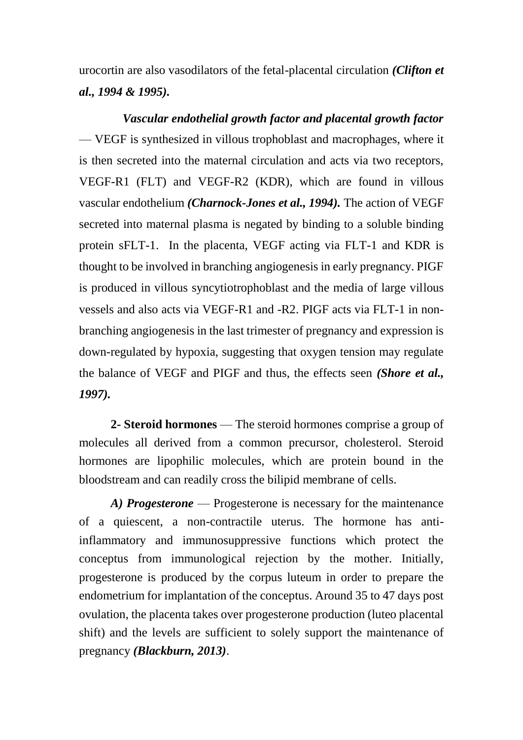urocortin are also vasodilators of the fetal-placental circulation ***(Clifton et al., 1994 & 1995).***

***Vascular endothelial growth factor and placental growth factor*** — VEGF is synthesized in villous trophoblast and macrophages, where it is then secreted into the maternal circulation and acts via two receptors, VEGF-R1 (FLT) and VEGF-R2 (KDR), which are found in villous vascular endothelium ***(Charnock-Jones et al., 1994).*** The action of VEGF secreted into maternal plasma is negated by binding to a soluble binding protein sFLT-1. In the placenta, VEGF acting via FLT-1 and KDR is thought to be involved in branching angiogenesis in early pregnancy. PIGF is produced in villous syncytiotrophoblast and the media of large villous vessels and also acts via VEGF-R1 and -R2. PIGF acts via FLT-1 in non-branching angiogenesis in the last trimester of pregnancy and expression is down-regulated by hypoxia, suggesting that oxygen tension may regulate the balance of VEGF and PIGF and thus, the effects seen ***(Shore et al., 1997).***

**2- Steroid hormones** — The steroid hormones comprise a group of molecules all derived from a common precursor, cholesterol. Steroid hormones are lipophilic molecules, which are protein bound in the bloodstream and can readily cross the bilipid membrane of cells.

***A) Progesterone*** — Progesterone is necessary for the maintenance of a quiescent, a non-contractile uterus. The hormone has anti-inflammatory and immunosuppressive functions which protect the conceptus from immunological rejection by the mother. Initially, progesterone is produced by the corpus luteum in order to prepare the endometrium for implantation of the conceptus. Around 35 to 47 days post ovulation, the placenta takes over progesterone production (luteo placental shift) and the levels are sufficient to solely support the maintenance of pregnancy ***(Blackburn, 2013)***.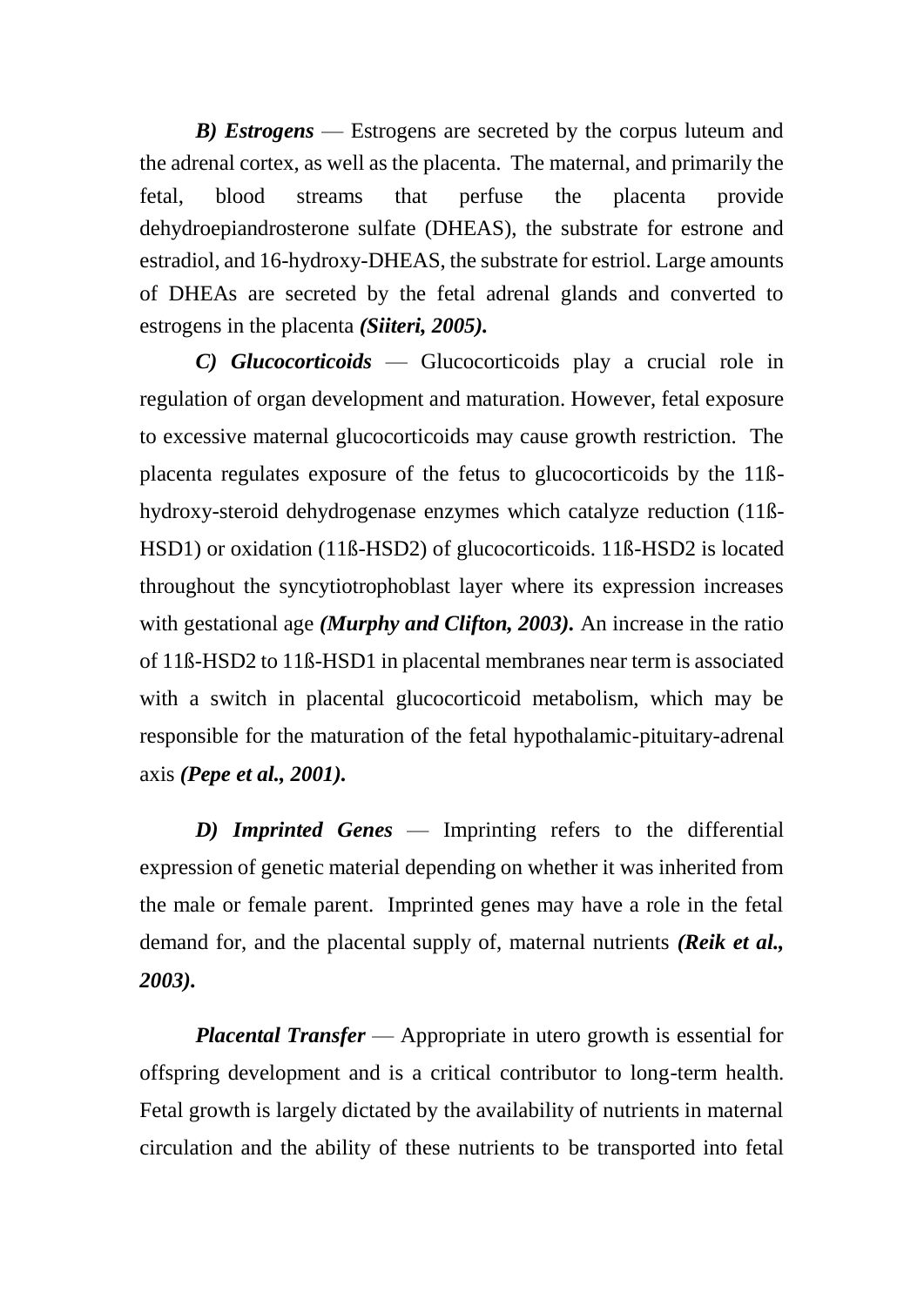***B) Estrogens*** — Estrogens are secreted by the corpus luteum and the adrenal cortex, as well as the placenta. The maternal, and primarily the fetal, blood streams that perfuse the placenta provide dehydroepiandrosterone sulfate (DHEAS), the substrate for estrone and estradiol, and 16-hydroxy-DHEAS, the substrate for estriol. Large amounts of DHEAs are secreted by the fetal adrenal glands and converted to estrogens in the placenta ***(Siiteri, 2005).***

***C) Glucocorticoids*** — Glucocorticoids play a crucial role in regulation of organ development and maturation. However, fetal exposure to excessive maternal glucocorticoids may cause growth restriction. The placenta regulates exposure of the fetus to glucocorticoids by the 11ß-hydroxy-steroid dehydrogenase enzymes which catalyze reduction (11ß-HSD1) or oxidation (11ß-HSD2) of glucocorticoids. 11ß-HSD2 is located throughout the syncytiotrophoblast layer where its expression increases with gestational age ***(Murphy and Clifton, 2003).*** An increase in the ratio of 11ß-HSD2 to 11ß-HSD1 in placental membranes near term is associated with a switch in placental glucocorticoid metabolism, which may be responsible for the maturation of the fetal hypothalamic-pituitary-adrenal axis ***(Pepe et al., 2001).***

***D) Imprinted Genes*** — Imprinting refers to the differential expression of genetic material depending on whether it was inherited from the male or female parent. Imprinted genes may have a role in the fetal demand for, and the placental supply of, maternal nutrients ***(Reik et al., 2003).***

***Placental Transfer*** — Appropriate in utero growth is essential for offspring development and is a critical contributor to long-term health. Fetal growth is largely dictated by the availability of nutrients in maternal circulation and the ability of these nutrients to be transported into fetal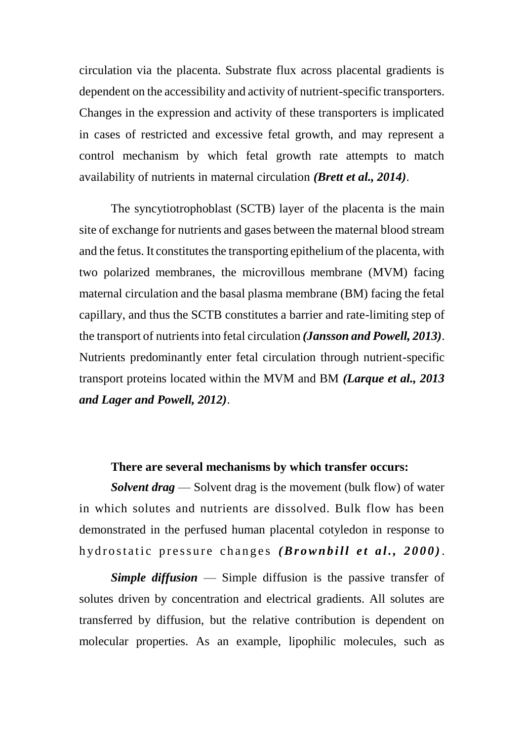circulation via the placenta. Substrate flux across placental gradients is dependent on the accessibility and activity of nutrient-specific transporters. Changes in the expression and activity of these transporters is implicated in cases of restricted and excessive fetal growth, and may represent a control mechanism by which fetal growth rate attempts to match availability of nutrients in maternal circulation ***(Brett et al., 2014)***.

The syncytiotrophoblast (SCTB) layer of the placenta is the main site of exchange for nutrients and gases between the maternal blood stream and the fetus. It constitutes the transporting epithelium of the placenta, with two polarized membranes, the microvillous membrane (MVM) facing maternal circulation and the basal plasma membrane (BM) facing the fetal capillary, and thus the SCTB constitutes a barrier and rate-limiting step of the transport of nutrients into fetal circulation ***(Jansson and Powell, 2013)***. Nutrients predominantly enter fetal circulation through nutrient-specific transport proteins located within the MVM and BM ***(Larque et al., 2013 and Lager and Powell, 2012)***.

**There are several mechanisms by which transfer occurs:**

***Solvent drag*** — Solvent drag is the movement (bulk flow) of water in which solutes and nutrients are dissolved. Bulk flow has been demonstrated in the perfused human placental cotyledon in response to hydrostatic pressure changes ***(Brownbill et al., 2000)***.

***Simple diffusion*** — Simple diffusion is the passive transfer of solutes driven by concentration and electrical gradients. All solutes are transferred by diffusion, but the relative contribution is dependent on molecular properties. As an example, lipophilic molecules, such as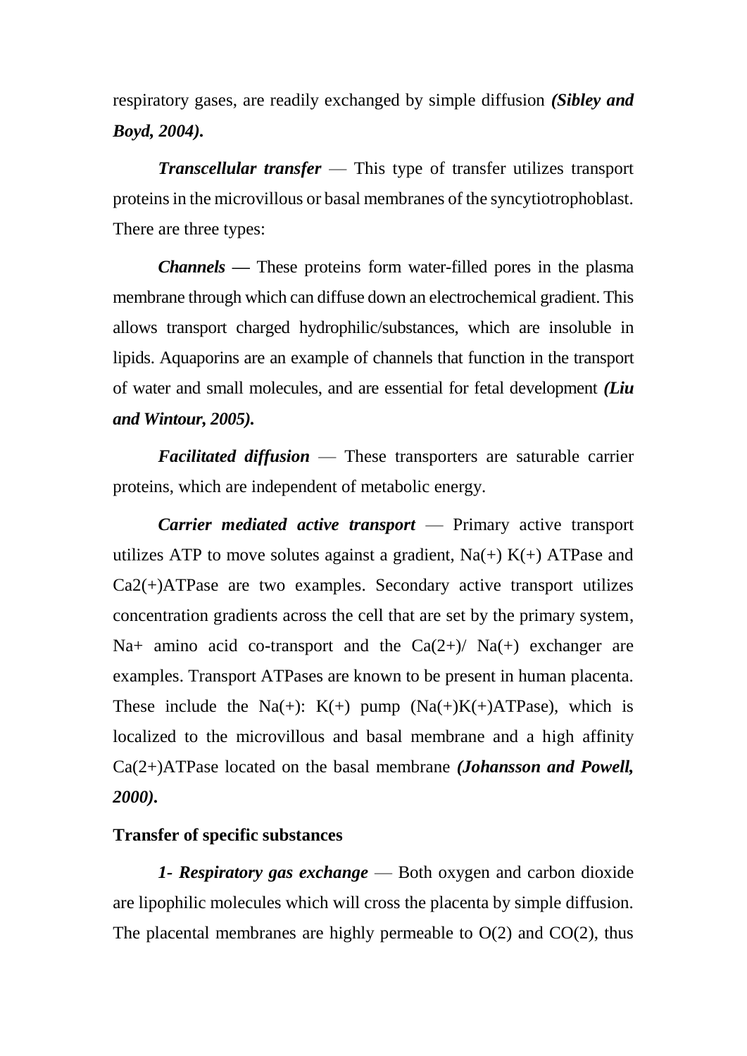respiratory gases, are readily exchanged by simple diffusion ***(Sibley and Boyd, 2004).***

***Transcellular transfer*** — This type of transfer utilizes transport proteins in the microvillous or basal membranes of the syncytiotrophoblast. There are three types:

***Channels* —** These proteins form water-filled pores in the plasma membrane through which can diffuse down an electrochemical gradient. This allows transport charged hydrophilic/substances, which are insoluble in lipids. Aquaporins are an example of channels that function in the transport of water and small molecules, and are essential for fetal development ***(Liu and Wintour, 2005).***

***Facilitated diffusion*** — These transporters are saturable carrier proteins, which are independent of metabolic energy.

***Carrier mediated active transport*** — Primary active transport utilizes ATP to move solutes against a gradient, Na(+) K(+) ATPase and Ca2(+)ATPase are two examples. Secondary active transport utilizes concentration gradients across the cell that are set by the primary system, Na+ amino acid co-transport and the Ca(2+)/ Na(+) exchanger are examples. Transport ATPases are known to be present in human placenta. These include the Na(+): K(+) pump (Na(+)K(+)ATPase), which is localized to the microvillous and basal membrane and a high affinity Ca(2+)ATPase located on the basal membrane ***(Johansson and Powell, 2000).***

**Transfer of specific substances**

***1- Respiratory gas exchange*** — Both oxygen and carbon dioxide are lipophilic molecules which will cross the placenta by simple diffusion. The placental membranes are highly permeable to O(2) and CO(2), thus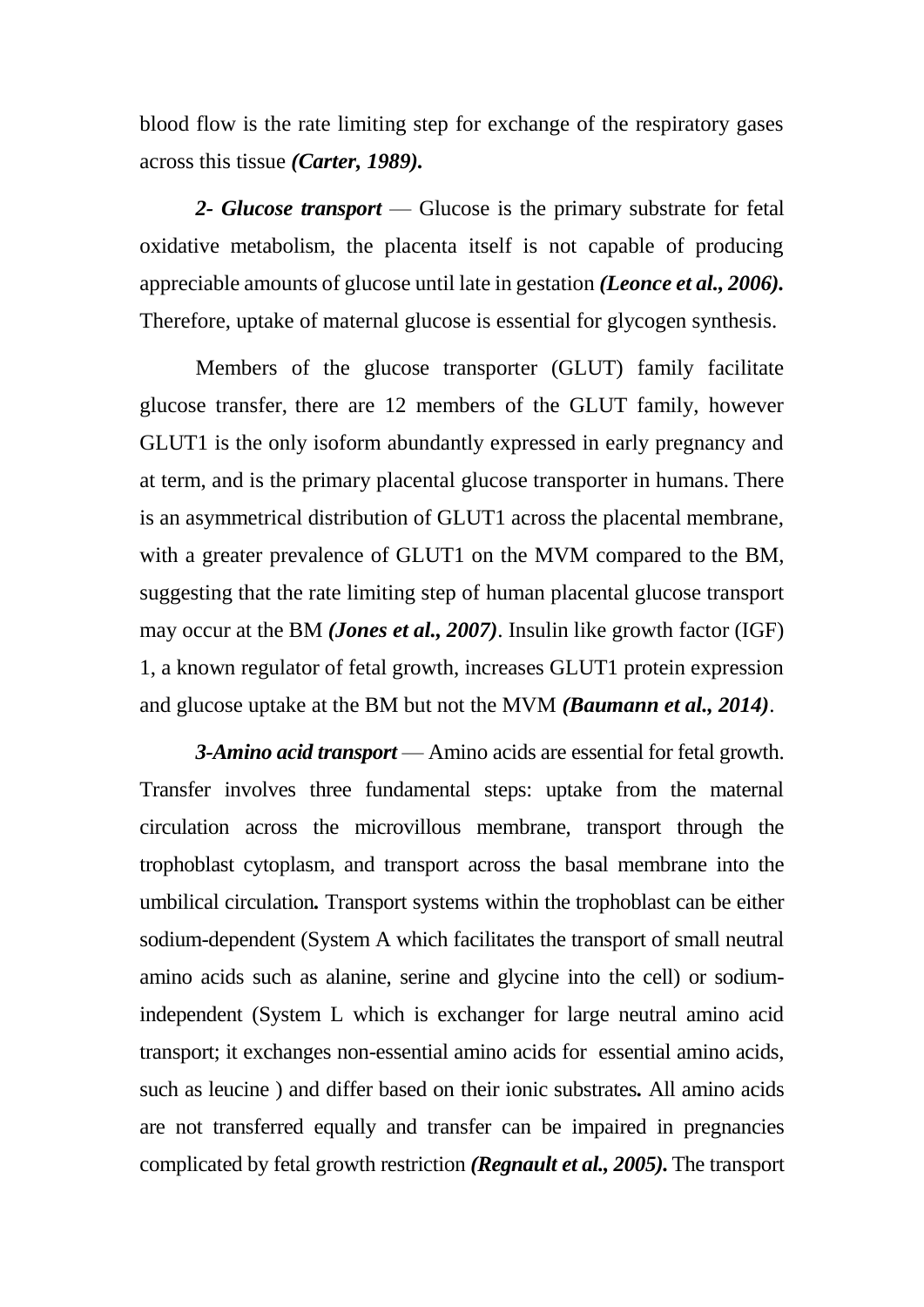blood flow is the rate limiting step for exchange of the respiratory gases across this tissue ***(Carter, 1989).***

***2- Glucose transport*** — Glucose is the primary substrate for fetal oxidative metabolism, the placenta itself is not capable of producing appreciable amounts of glucose until late in gestation ***(Leonce et al., 2006).*** Therefore, uptake of maternal glucose is essential for glycogen synthesis.

Members of the glucose transporter (GLUT) family facilitate glucose transfer, there are 12 members of the GLUT family, however GLUT1 is the only isoform abundantly expressed in early pregnancy and at term, and is the primary placental glucose transporter in humans. There is an asymmetrical distribution of GLUT1 across the placental membrane, with a greater prevalence of GLUT1 on the MVM compared to the BM, suggesting that the rate limiting step of human placental glucose transport may occur at the BM ***(Jones et al., 2007)***. Insulin like growth factor (IGF) 1, a known regulator of fetal growth, increases GLUT1 protein expression and glucose uptake at the BM but not the MVM ***(Baumann et al., 2014)***.

***3-Amino acid transport*** — Amino acids are essential for fetal growth. Transfer involves three fundamental steps: uptake from the maternal circulation across the microvillous membrane, transport through the trophoblast cytoplasm, and transport across the basal membrane into the umbilical circulation**.** Transport systems within the trophoblast can be either sodium-dependent (System A which facilitates the transport of small neutral amino acids such as alanine, serine and glycine into the cell) or sodium-independent (System L which is exchanger for large neutral amino acid transport; it exchanges non-essential amino acids for essential amino acids, such as leucine ) and differ based on their ionic substrates**.** All amino acids are not transferred equally and transfer can be impaired in pregnancies complicated by fetal growth restriction ***(Regnault et al., 2005).*** The transport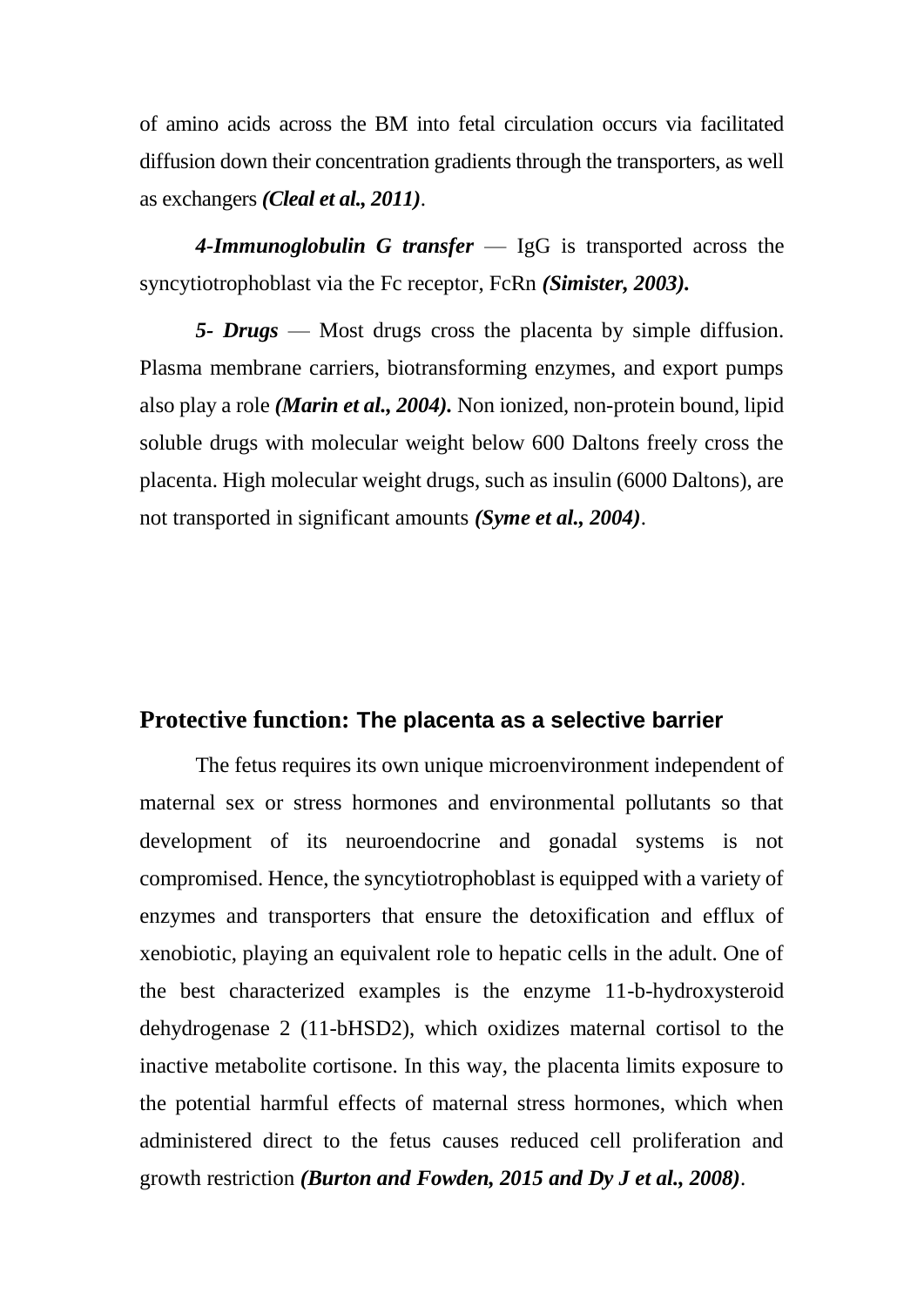of amino acids across the BM into fetal circulation occurs via facilitated diffusion down their concentration gradients through the transporters, as well as exchangers ***(Cleal et al., 2011)***.

***4-Immunoglobulin G transfer*** — IgG is transported across the syncytiotrophoblast via the Fc receptor, FcRn ***(Simister, 2003).***

***5- Drugs*** — Most drugs cross the placenta by simple diffusion. Plasma membrane carriers, biotransforming enzymes, and export pumps also play a role ***(Marin et al., 2004).*** Non ionized, non-protein bound, lipid soluble drugs with molecular weight below 600 Daltons freely cross the placenta. High molecular weight drugs, such as insulin (6000 Daltons), are not transported in significant amounts ***(Syme et al., 2004)***.

## Protective function: The placenta as a selective barrier

The fetus requires its own unique microenvironment independent of maternal sex or stress hormones and environmental pollutants so that development of its neuroendocrine and gonadal systems is not compromised. Hence, the syncytiotrophoblast is equipped with a variety of enzymes and transporters that ensure the detoxification and efflux of xenobiotic, playing an equivalent role to hepatic cells in the adult. One of the best characterized examples is the enzyme 11-b-hydroxysteroid dehydrogenase 2 (11-bHSD2), which oxidizes maternal cortisol to the inactive metabolite cortisone. In this way, the placenta limits exposure to the potential harmful effects of maternal stress hormones, which when administered direct to the fetus causes reduced cell proliferation and growth restriction ***(Burton and Fowden, 2015 and Dy J et al., 2008)***.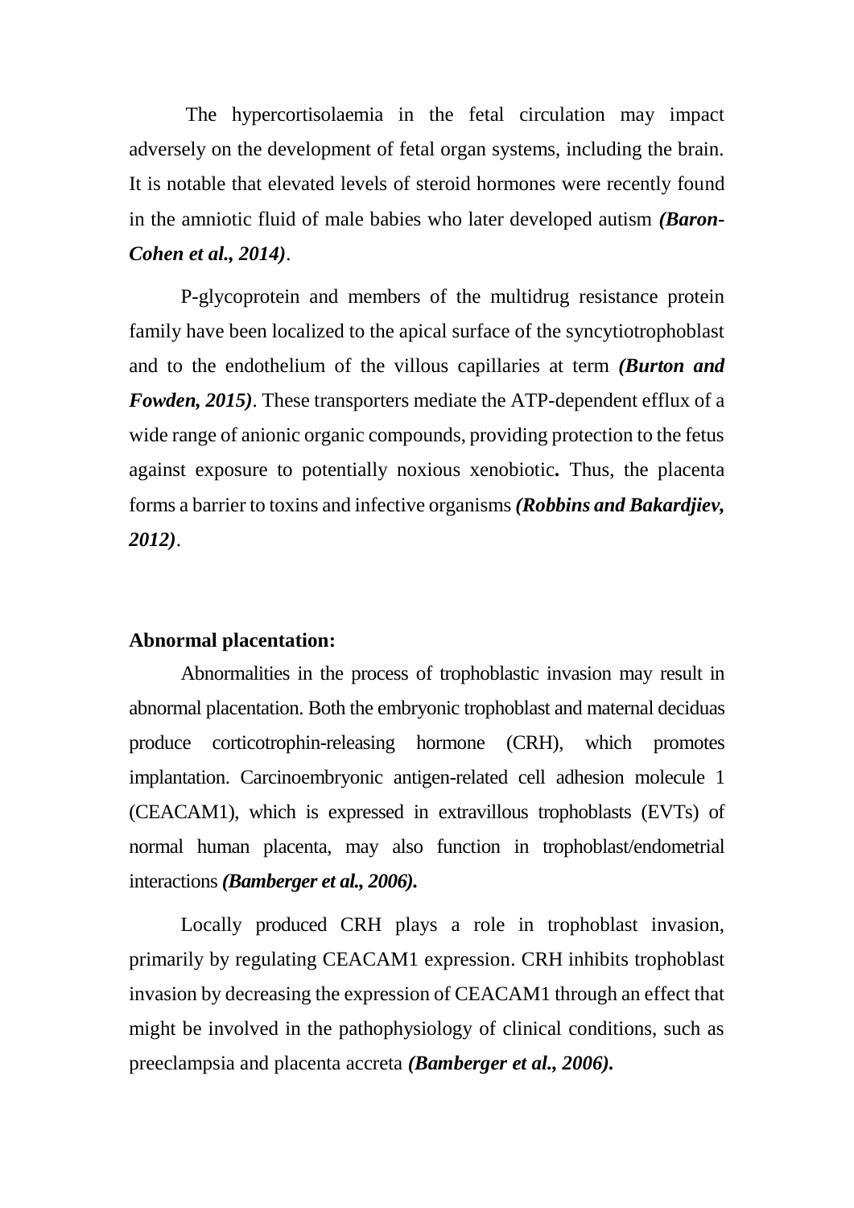The hypercortisolaemia in the fetal circulation may impact adversely on the development of fetal organ systems, including the brain. It is notable that elevated levels of steroid hormones were recently found in the amniotic fluid of male babies who later developed autism ***(Baron-Cohen et al., 2014)***.

P-glycoprotein and members of the multidrug resistance protein family have been localized to the apical surface of the syncytiotrophoblast and to the endothelium of the villous capillaries at term ***(Burton and Fowden, 2015)***. These transporters mediate the ATP-dependent efflux of a wide range of anionic organic compounds, providing protection to the fetus against exposure to potentially noxious xenobiotic**.** Thus, the placenta forms a barrier to toxins and infective organisms ***(Robbins and Bakardjiev, 2012)***.

**Abnormal placentation:**

Abnormalities in the process of trophoblastic invasion may result in abnormal placentation. Both the embryonic trophoblast and maternal deciduas produce corticotrophin-releasing hormone (CRH), which promotes implantation. Carcinoembryonic antigen-related cell adhesion molecule 1 (CEACAM1), which is expressed in extravillous trophoblasts (EVTs) of normal human placenta, may also function in trophoblast/endometrial interactions ***(Bamberger et al., 2006).***

Locally produced CRH plays a role in trophoblast invasion, primarily by regulating CEACAM1 expression. CRH inhibits trophoblast invasion by decreasing the expression of CEACAM1 through an effect that might be involved in the pathophysiology of clinical conditions, such as preeclampsia and placenta accreta ***(Bamberger et al., 2006).***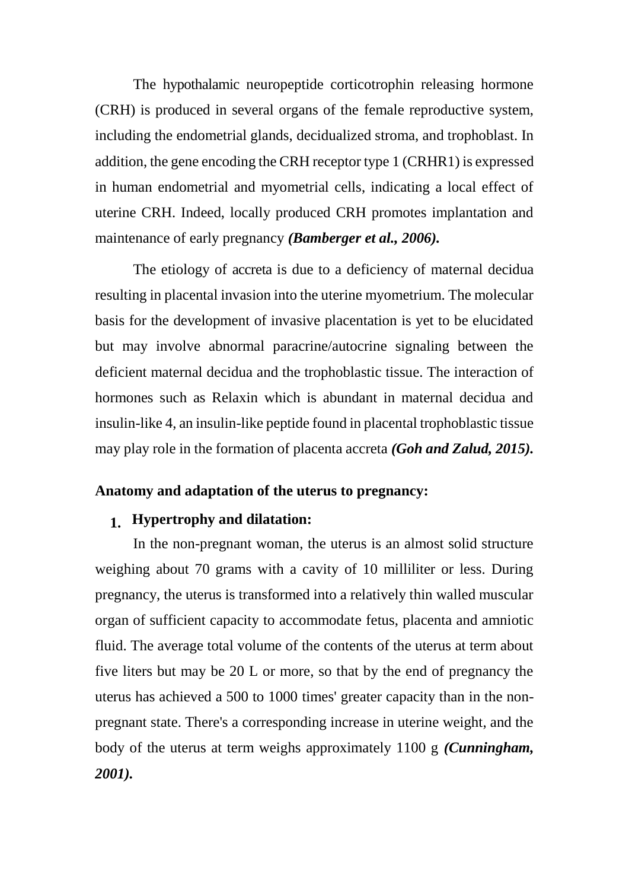The hypothalamic neuropeptide corticotrophin releasing hormone (CRH) is produced in several organs of the female reproductive system, including the endometrial glands, decidualized stroma, and trophoblast. In addition, the gene encoding the CRH receptor type 1 (CRHR1) is expressed in human endometrial and myometrial cells, indicating a local effect of uterine CRH. Indeed, locally produced CRH promotes implantation and maintenance of early pregnancy ***(Bamberger et al., 2006).***

The etiology of accreta is due to a deficiency of maternal decidua resulting in placental invasion into the uterine myometrium. The molecular basis for the development of invasive placentation is yet to be elucidated but may involve abnormal paracrine/autocrine signaling between the deficient maternal decidua and the trophoblastic tissue. The interaction of hormones such as Relaxin which is abundant in maternal decidua and insulin-like 4, an insulin-like peptide found in placental trophoblastic tissue may play role in the formation of placenta accreta ***(Goh and Zalud, 2015).***

**Anatomy and adaptation of the uterus to pregnancy:**

1. **Hypertrophy and dilatation:**

In the non-pregnant woman, the uterus is an almost solid structure weighing about 70 grams with a cavity of 10 milliliter or less. During pregnancy, the uterus is transformed into a relatively thin walled muscular organ of sufficient capacity to accommodate fetus, placenta and amniotic fluid. The average total volume of the contents of the uterus at term about five liters but may be 20 L or more, so that by the end of pregnancy the uterus has achieved a 500 to 1000 times' greater capacity than in the non-pregnant state. There's a corresponding increase in uterine weight, and the body of the uterus at term weighs approximately 1100 g ***(Cunningham, 2001).***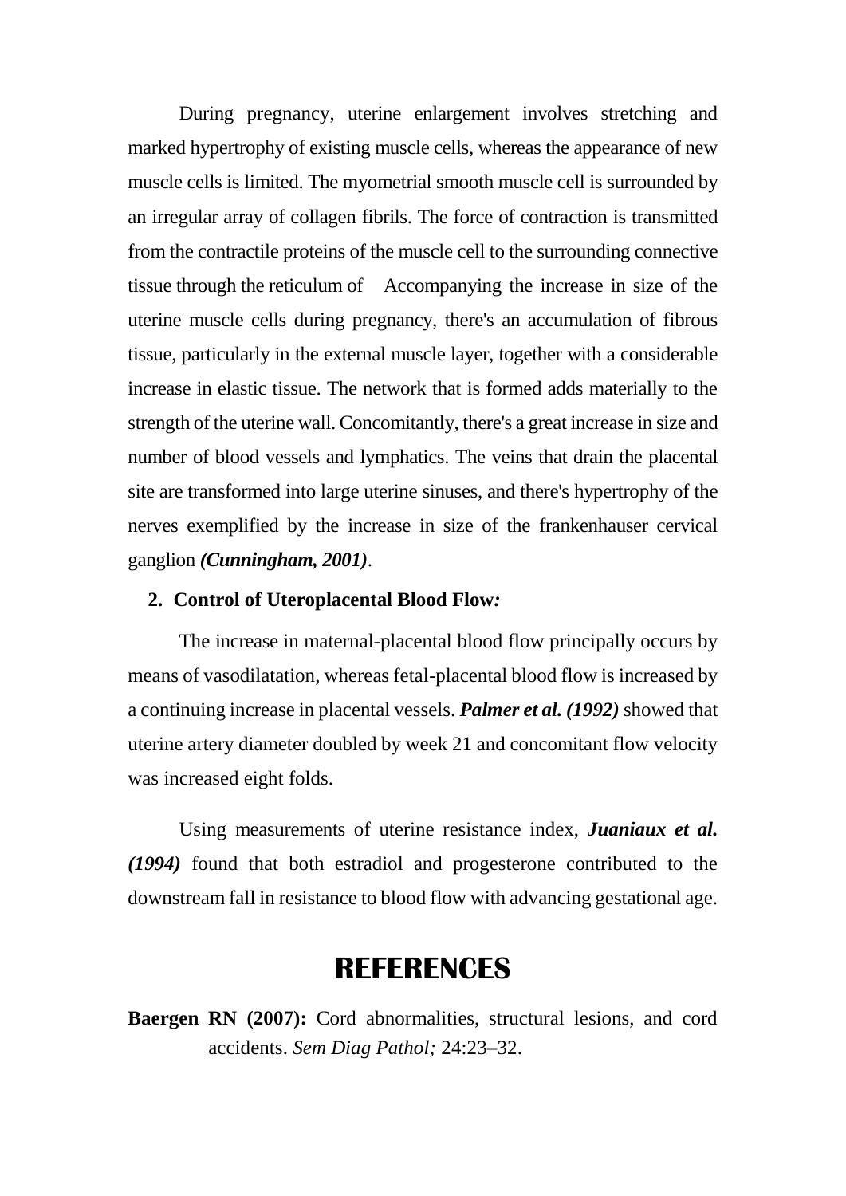During pregnancy, uterine enlargement involves stretching and marked hypertrophy of existing muscle cells, whereas the appearance of new muscle cells is limited. The myometrial smooth muscle cell is surrounded by an irregular array of collagen fibrils. The force of contraction is transmitted from the contractile proteins of the muscle cell to the surrounding connective tissue through the reticulum of Accompanying the increase in size of the uterine muscle cells during pregnancy, there's an accumulation of fibrous tissue, particularly in the external muscle layer, together with a considerable increase in elastic tissue. The network that is formed adds materially to the strength of the uterine wall. Concomitantly, there's a great increase in size and number of blood vessels and lymphatics. The veins that drain the placental site are transformed into large uterine sinuses, and there's hypertrophy of the nerves exemplified by the increase in size of the frankenhauser cervical ganglion ***(Cunningham, 2001)***.

**2. Control of Uteroplacental Blood Flow*:***

The increase in maternal-placental blood flow principally occurs by means of vasodilatation, whereas fetal-placental blood flow is increased by a continuing increase in placental vessels. ***Palmer et al. (1992)*** showed that uterine artery diameter doubled by week 21 and concomitant flow velocity was increased eight folds.

Using measurements of uterine resistance index, ***Juaniaux et al. (1994)*** found that both estradiol and progesterone contributed to the downstream fall in resistance to blood flow with advancing gestational age.

# REFERENCES

**Baergen RN (2007):** Cord abnormalities, structural lesions, and cord accidents. *Sem Diag Pathol;* 24:23–32.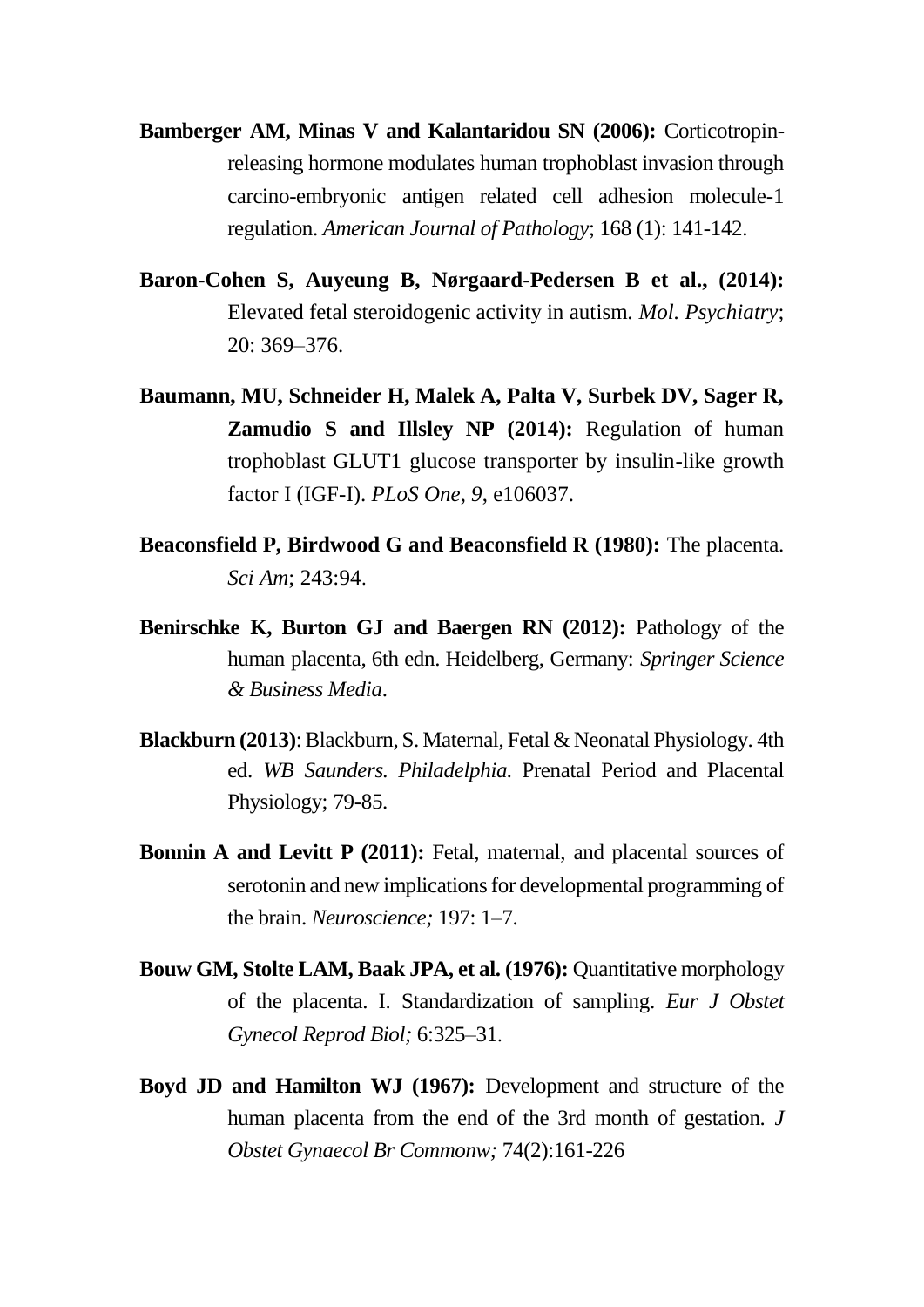**Bamberger AM, Minas V and Kalantaridou SN (2006):** Corticotropin-releasing hormone modulates human trophoblast invasion through carcino-embryonic antigen related cell adhesion molecule-1 regulation. *American Journal of Pathology*; 168 (1): 141-142.

**Baron-Cohen S, Auyeung B, Nørgaard-Pedersen B et al., (2014):** Elevated fetal steroidogenic activity in autism. *Mol. Psychiatry*; 20: 369–376.

**Baumann, MU, Schneider H, Malek A, Palta V, Surbek DV, Sager R, Zamudio S and Illsley NP (2014):** Regulation of human trophoblast GLUT1 glucose transporter by insulin-like growth factor I (IGF-I). *PLoS One, 9*, e106037.

**Beaconsfield P, Birdwood G and Beaconsfield R (1980):** The placenta. *Sci Am*; 243:94.

**Benirschke K, Burton GJ and Baergen RN (2012):** Pathology of the human placenta, 6th edn. Heidelberg, Germany: *Springer Science & Business Media*.

**Blackburn (2013)**: Blackburn, S. Maternal, Fetal & Neonatal Physiology. 4th ed. *WB Saunders. Philadelphia.* Prenatal Period and Placental Physiology; 79-85.

**Bonnin A and Levitt P (2011):** Fetal, maternal, and placental sources of serotonin and new implications for developmental programming of the brain. *Neuroscience;* 197: 1–7.

**Bouw GM, Stolte LAM, Baak JPA, et al. (1976):** Quantitative morphology of the placenta. I. Standardization of sampling. *Eur J Obstet Gynecol Reprod Biol;* 6:325–31.

**Boyd JD and Hamilton WJ (1967):** Development and structure of the human placenta from the end of the 3rd month of gestation. *J Obstet Gynaecol Br Commonw;* 74(2):161-226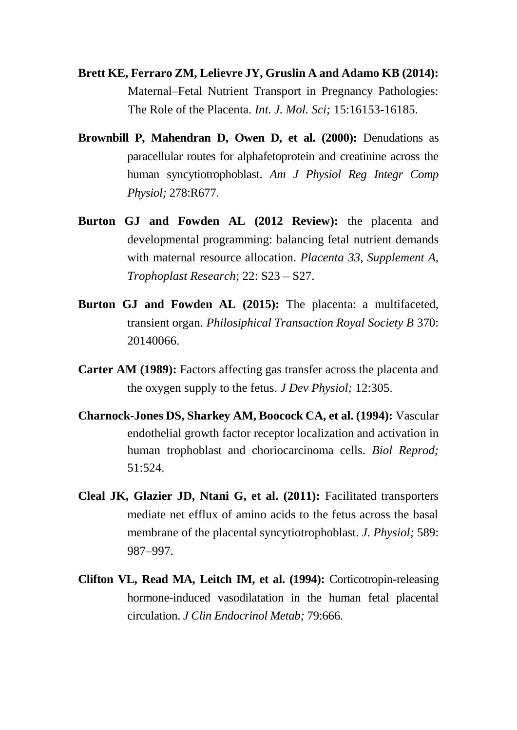**Brett KE, Ferraro ZM, Lelievre JY, Gruslin A and Adamo KB (2014):** Maternal–Fetal Nutrient Transport in Pregnancy Pathologies: The Role of the Placenta. *Int. J. Mol. Sci;* 15:16153-16185.

**Brownbill P, Mahendran D, Owen D, et al. (2000):** Denudations as paracellular routes for alphafetoprotein and creatinine across the human syncytiotrophoblast. *Am J Physiol Reg Integr Comp Physiol;* 278:R677.

**Burton GJ and Fowden AL (2012 Review):** the placenta and developmental programming: balancing fetal nutrient demands with maternal resource allocation. *Placenta 33, Supplement A, Trophoplast Research*; 22: S23 – S27.

**Burton GJ and Fowden AL (2015):** The placenta: a multifaceted, transient organ. *Philosiphical Transaction Royal Society B* 370: 20140066.

**Carter AM (1989):** Factors affecting gas transfer across the placenta and the oxygen supply to the fetus. *J Dev Physiol;* 12:305.

**Charnock-Jones DS, Sharkey AM, Boocock CA, et al. (1994):** Vascular endothelial growth factor receptor localization and activation in human trophoblast and choriocarcinoma cells. *Biol Reprod;* 51:524.

**Cleal JK, Glazier JD, Ntani G, et al. (2011):** Facilitated transporters mediate net efflux of amino acids to the fetus across the basal membrane of the placental syncytiotrophoblast. *J. Physiol;* 589: 987–997.

**Clifton VL, Read MA, Leitch IM, et al. (1994):** Corticotropin-releasing hormone-induced vasodilatation in the human fetal placental circulation. *J Clin Endocrinol Metab;* 79:666.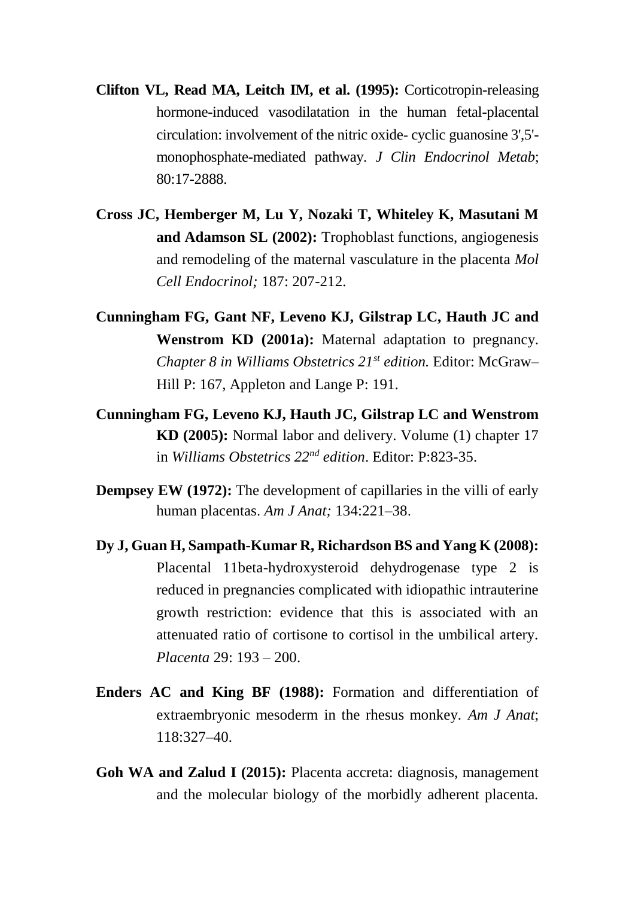**Clifton VL, Read MA, Leitch IM, et al. (1995):** Corticotropin-releasing hormone-induced vasodilatation in the human fetal-placental circulation: involvement of the nitric oxide- cyclic guanosine 3',5'-monophosphate-mediated pathway. *J Clin Endocrinol Metab*; 80:17-2888.

**Cross JC, Hemberger M, Lu Y, Nozaki T, Whiteley K, Masutani M and Adamson SL (2002):** Trophoblast functions, angiogenesis and remodeling of the maternal vasculature in the placenta *Mol Cell Endocrinol;* 187: 207-212.

**Cunningham FG, Gant NF, Leveno KJ, Gilstrap LC, Hauth JC and Wenstrom KD (2001a):** Maternal adaptation to pregnancy. *Chapter 8 in Williams Obstetrics 21st edition.* Editor: McGraw–Hill P: 167, Appleton and Lange P: 191.

**Cunningham FG, Leveno KJ, Hauth JC, Gilstrap LC and Wenstrom KD (2005):** Normal labor and delivery. Volume (1) chapter 17 in *Williams Obstetrics 22nd edition*. Editor: P:823-35.

**Dempsey EW (1972):** The development of capillaries in the villi of early human placentas. *Am J Anat;* 134:221–38.

**Dy J, Guan H, Sampath-Kumar R, Richardson BS and Yang K (2008):** Placental 11beta-hydroxysteroid dehydrogenase type 2 is reduced in pregnancies complicated with idiopathic intrauterine growth restriction: evidence that this is associated with an attenuated ratio of cortisone to cortisol in the umbilical artery. *Placenta* 29: 193 – 200.

**Enders AC and King BF (1988):** Formation and differentiation of extraembryonic mesoderm in the rhesus monkey. *Am J Anat*; 118:327–40.

**Goh WA and Zalud I (2015):** Placenta accreta: diagnosis, management and the molecular biology of the morbidly adherent placenta.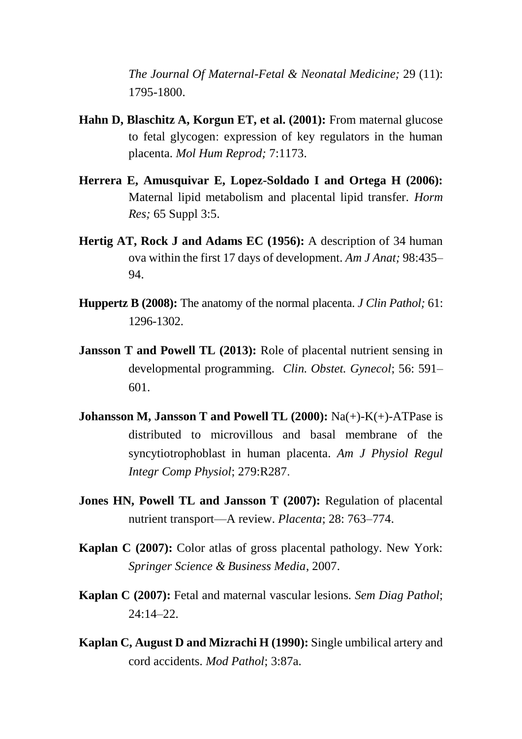*The Journal Of Maternal-Fetal & Neonatal Medicine;* 29 (11): 1795-1800.

**Hahn D, Blaschitz A, Korgun ET, et al. (2001):** From maternal glucose to fetal glycogen: expression of key regulators in the human placenta. *Mol Hum Reprod;* 7:1173.

**Herrera E, Amusquivar E, Lopez-Soldado I and Ortega H (2006):** Maternal lipid metabolism and placental lipid transfer. *Horm Res;* 65 Suppl 3:5.

**Hertig AT, Rock J and Adams EC (1956):** A description of 34 human ova within the first 17 days of development. *Am J Anat;* 98:435–94.

**Huppertz B (2008):** The anatomy of the normal placenta. *J Clin Pathol;* 61: 1296-1302.

**Jansson T and Powell TL (2013):** Role of placental nutrient sensing in developmental programming. *Clin. Obstet. Gynecol*; 56: 591–601.

**Johansson M, Jansson T and Powell TL (2000):** Na(+)-K(+)-ATPase is distributed to microvillous and basal membrane of the syncytiotrophoblast in human placenta. *Am J Physiol Regul Integr Comp Physiol*; 279:R287.

**Jones HN, Powell TL and Jansson T (2007):** Regulation of placental nutrient transport—A review. *Placenta*; 28: 763–774.

**Kaplan C (2007):** Color atlas of gross placental pathology. New York: *Springer Science & Business Media*, 2007.

**Kaplan C (2007):** Fetal and maternal vascular lesions. *Sem Diag Pathol*; 24:14–22.

**Kaplan C, August D and Mizrachi H (1990):** Single umbilical artery and cord accidents. *Mod Pathol*; 3:87a.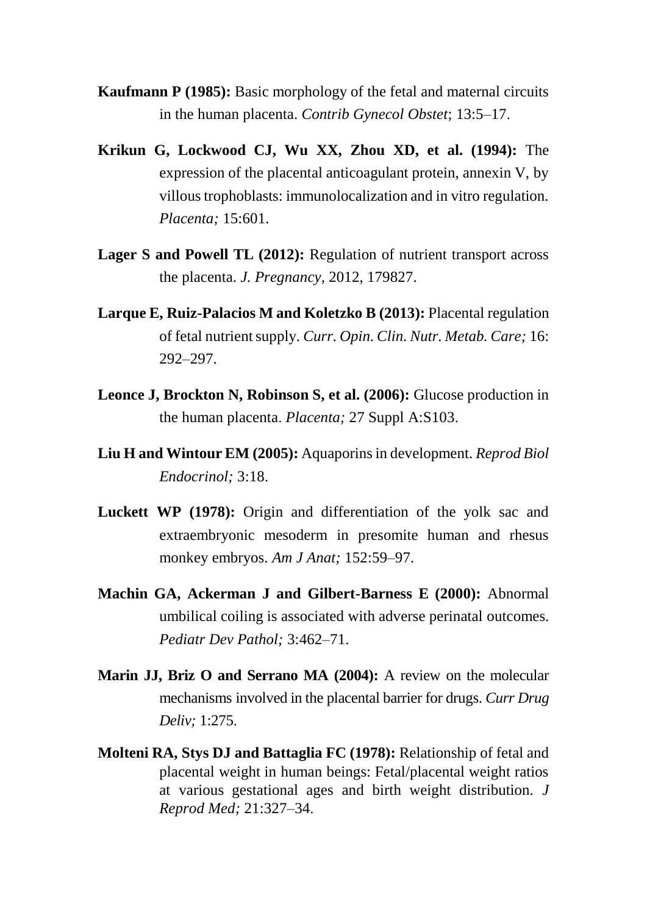**Kaufmann P (1985):** Basic morphology of the fetal and maternal circuits in the human placenta. *Contrib Gynecol Obstet*; 13:5–17.

**Krikun G, Lockwood CJ, Wu XX, Zhou XD, et al. (1994):** The expression of the placental anticoagulant protein, annexin V, by villous trophoblasts: immunolocalization and in vitro regulation. *Placenta;* 15:601.

**Lager S and Powell TL (2012):** Regulation of nutrient transport across the placenta. *J. Pregnancy*, 2012, 179827.

**Larque E, Ruiz-Palacios M and Koletzko B (2013):** Placental regulation of fetal nutrient supply. *Curr. Opin. Clin. Nutr. Metab. Care;* 16: 292–297.

**Leonce J, Brockton N, Robinson S, et al. (2006):** Glucose production in the human placenta. *Placenta;* 27 Suppl A:S103.

**Liu H and Wintour EM (2005):** Aquaporins in development. *Reprod Biol Endocrinol;* 3:18.

**Luckett WP (1978):** Origin and differentiation of the yolk sac and extraembryonic mesoderm in presomite human and rhesus monkey embryos. *Am J Anat;* 152:59–97.

**Machin GA, Ackerman J and Gilbert-Barness E (2000):** Abnormal umbilical coiling is associated with adverse perinatal outcomes. *Pediatr Dev Pathol;* 3:462–71.

**Marin JJ, Briz O and Serrano MA (2004):** A review on the molecular mechanisms involved in the placental barrier for drugs. *Curr Drug Deliv;* 1:275.

**Molteni RA, Stys DJ and Battaglia FC (1978):** Relationship of fetal and placental weight in human beings: Fetal/placental weight ratios at various gestational ages and birth weight distribution. *J Reprod Med;* 21:327–34.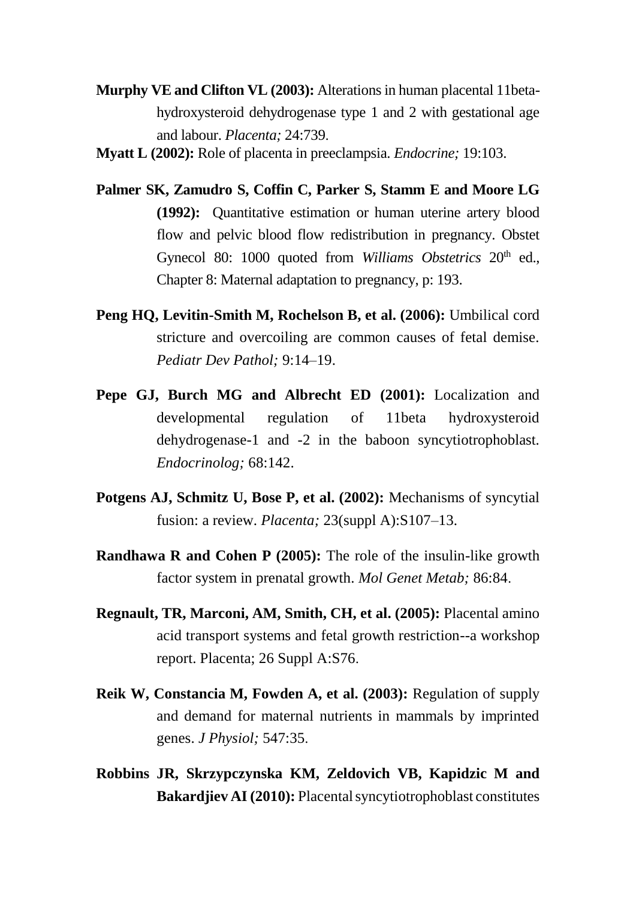**Murphy VE and Clifton VL (2003):** Alterations in human placental 11beta-hydroxysteroid dehydrogenase type 1 and 2 with gestational age and labour. *Placenta;* 24:739.

**Myatt L (2002):** Role of placenta in preeclampsia. *Endocrine;* 19:103.

**Palmer SK, Zamudro S, Coffin C, Parker S, Stamm E and Moore LG (1992):** Quantitative estimation or human uterine artery blood flow and pelvic blood flow redistribution in pregnancy. Obstet Gynecol 80: 1000 quoted from *Williams Obstetrics* 20th ed., Chapter 8: Maternal adaptation to pregnancy, p: 193.

**Peng HQ, Levitin-Smith M, Rochelson B, et al. (2006):** Umbilical cord stricture and overcoiling are common causes of fetal demise. *Pediatr Dev Pathol;* 9:14–19.

**Pepe GJ, Burch MG and Albrecht ED (2001):** Localization and developmental regulation of 11beta hydroxysteroid dehydrogenase-1 and -2 in the baboon syncytiotrophoblast. *Endocrinolog;* 68:142.

**Potgens AJ, Schmitz U, Bose P, et al. (2002):** Mechanisms of syncytial fusion: a review. *Placenta;* 23(suppl A):S107–13.

**Randhawa R and Cohen P (2005):** The role of the insulin-like growth factor system in prenatal growth. *Mol Genet Metab;* 86:84.

**Regnault, TR, Marconi, AM, Smith, CH, et al. (2005):** Placental amino acid transport systems and fetal growth restriction--a workshop report. Placenta; 26 Suppl A:S76.

**Reik W, Constancia M, Fowden A, et al. (2003):** Regulation of supply and demand for maternal nutrients in mammals by imprinted genes. *J Physiol;* 547:35.

**Robbins JR, Skrzypczynska KM, Zeldovich VB, Kapidzic M and Bakardjiev AI (2010):** Placental syncytiotrophoblast constitutes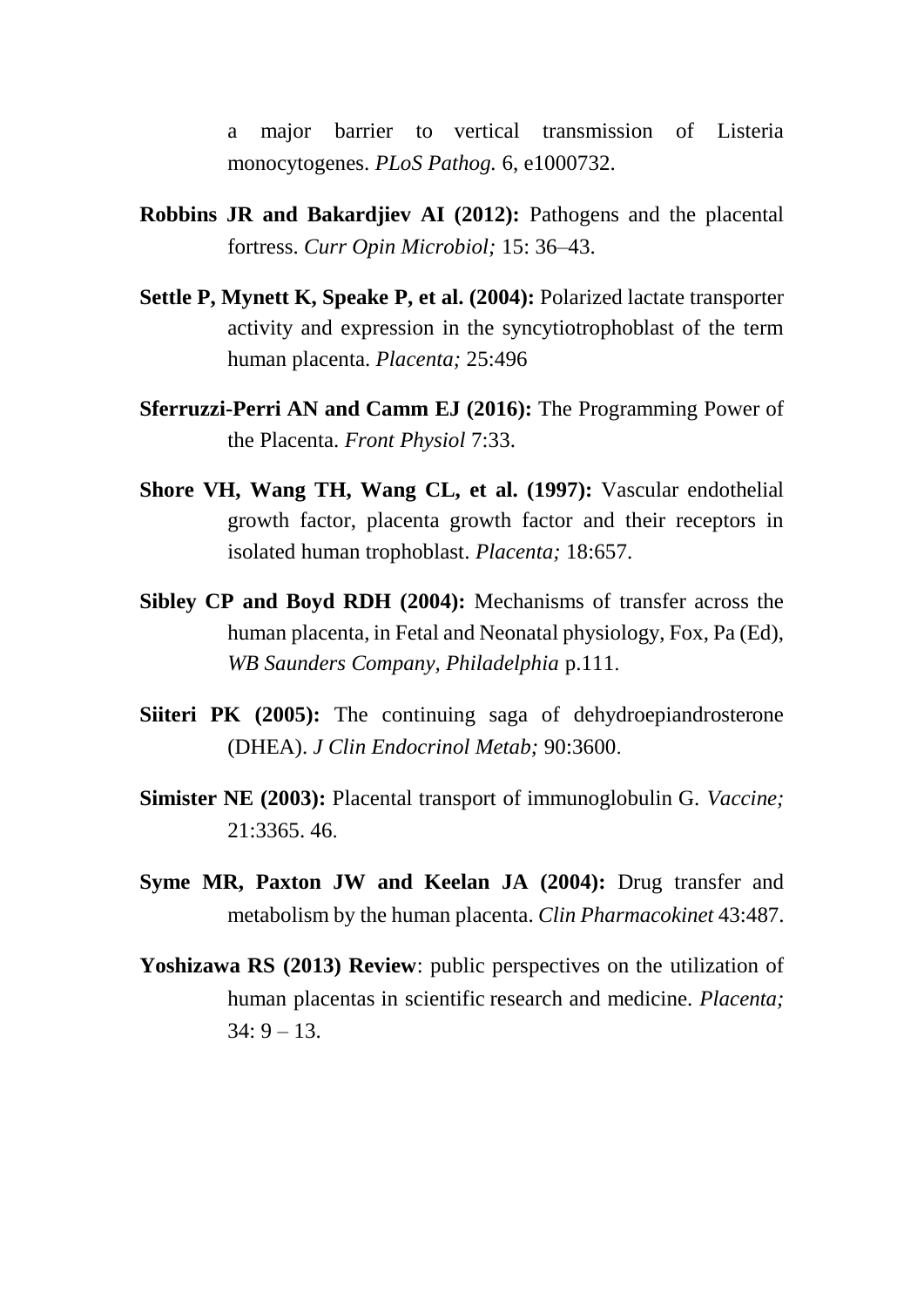a major barrier to vertical transmission of Listeria monocytogenes. *PLoS Pathog.* 6, e1000732.

**Robbins JR and Bakardjiev AI (2012):** Pathogens and the placental fortress. *Curr Opin Microbiol;* 15: 36–43.

**Settle P, Mynett K, Speake P, et al. (2004):** Polarized lactate transporter activity and expression in the syncytiotrophoblast of the term human placenta. *Placenta;* 25:496

**Sferruzzi-Perri AN and Camm EJ (2016):** The Programming Power of the Placenta. *Front Physiol* 7:33.

**Shore VH, Wang TH, Wang CL, et al. (1997):** Vascular endothelial growth factor, placenta growth factor and their receptors in isolated human trophoblast. *Placenta;* 18:657.

**Sibley CP and Boyd RDH (2004):** Mechanisms of transfer across the human placenta, in Fetal and Neonatal physiology, Fox, Pa (Ed), *WB Saunders Company, Philadelphia* p.111.

**Siiteri PK (2005):** The continuing saga of dehydroepiandrosterone (DHEA). *J Clin Endocrinol Metab;* 90:3600.

**Simister NE (2003):** Placental transport of immunoglobulin G. *Vaccine;* 21:3365. 46.

**Syme MR, Paxton JW and Keelan JA (2004):** Drug transfer and metabolism by the human placenta. *Clin Pharmacokinet* 43:487.

**Yoshizawa RS (2013) Review**: public perspectives on the utilization of human placentas in scientific research and medicine. *Placenta;* 34: 9 – 13.